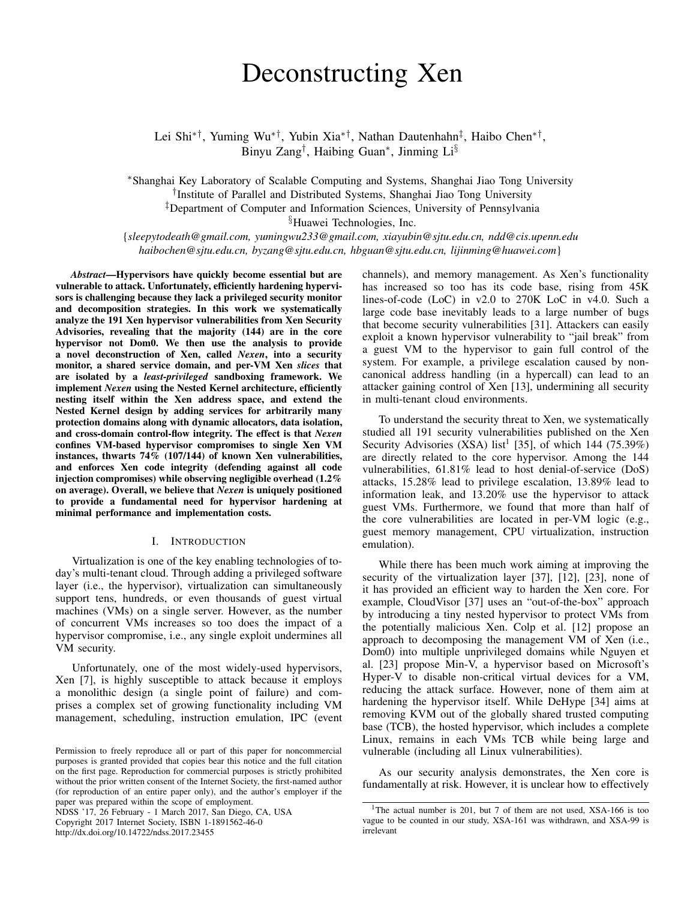# Deconstructing Xen

Lei Shi[*†], Yuming Wu[*†], Yubin Xia[*†], Nathan Dautenhahn[‡], Haibo Chen[*†], Binyu Zang[†], Haibing Guan[*], Jinming Li[§]

[*]Shanghai Key Laboratory of Scalable Computing and Systems, Shanghai Jiao Tong University
[†]Institute of Parallel and Distributed Systems, Shanghai Jiao Tong University
[‡]Department of Computer and Information Sciences, University of Pennsylvania
[§]Huawei Technologies, Inc.

{*sleepytodeath@gmail.com, yumingwu233@gmail.com, xiayubin@sjtu.edu.cn, ndd@cis.upenn.edu haibochen@sjtu.edu.cn, byzang@sjtu.edu.cn, hbguan@sjtu.edu.cn, lijinming@huawei.com*}

***Abstract*—Hypervisors have quickly become essential but are vulnerable to attack. Unfortunately, efficiently hardening hypervisors is challenging because they lack a privileged security monitor and decomposition strategies. In this work we systematically analyze the 191 Xen hypervisor vulnerabilities from Xen Security Advisories, revealing that the majority (144) are in the core hypervisor not Dom0. We then use the analysis to provide a novel deconstruction of Xen, called *Nexen*, into a security monitor, a shared service domain, and per-VM Xen *slices* that are isolated by a *least-privileged* sandboxing framework. We implement *Nexen* using the Nested Kernel architecture, efficiently nesting itself within the Xen address space, and extend the Nested Kernel design by adding services for arbitrarily many protection domains along with dynamic allocators, data isolation, and cross-domain control-flow integrity. The effect is that *Nexen* confines VM-based hypervisor compromises to single Xen VM instances, thwarts 74% (107/144) of known Xen vulnerabilities, and enforces Xen code integrity (defending against all code injection compromises) while observing negligible overhead (1.2% on average). Overall, we believe that *Nexen* is uniquely positioned to provide a fundamental need for hypervisor hardening at minimal performance and implementation costs.**

## I. Introduction

Virtualization is one of the key enabling technologies of today's multi-tenant cloud. Through adding a privileged software layer (i.e., the hypervisor), virtualization can simultaneously support tens, hundreds, or even thousands of guest virtual machines (VMs) on a single server. However, as the number of concurrent VMs increases so too does the impact of a hypervisor compromise, i.e., any single exploit undermines all VM security.

Unfortunately, one of the most widely-used hypervisors, Xen [7], is highly susceptible to attack because it employs a monolithic design (a single point of failure) and comprises a complex set of growing functionality including VM management, scheduling, instruction emulation, IPC (event channels), and memory management. As Xen's functionality has increased so too has its code base, rising from 45K lines-of-code (LoC) in v2.0 to 270K LoC in v4.0. Such a large code base inevitably leads to a large number of bugs that become security vulnerabilities [31]. Attackers can easily exploit a known hypervisor vulnerability to "jail break" from a guest VM to the hypervisor to gain full control of the system. For example, a privilege escalation caused by non-canonical address handling (in a hypercall) can lead to an attacker gaining control of Xen [13], undermining all security in multi-tenant cloud environments.

To understand the security threat to Xen, we systematically studied all 191 security vulnerabilities published on the Xen Security Advisories (XSA) list[1] [35], of which 144 (75.39%) are directly related to the core hypervisor. Among the 144 vulnerabilities, 61.81% lead to host denial-of-service (DoS) attacks, 15.28% lead to privilege escalation, 13.89% lead to information leak, and 13.20% use the hypervisor to attack guest VMs. Furthermore, we found that more than half of the core vulnerabilities are located in per-VM logic (e.g., guest memory management, CPU virtualization, instruction emulation).

While there has been much work aiming at improving the security of the virtualization layer [37], [12], [23], none of it has provided an efficient way to harden the Xen core. For example, CloudVisor [37] uses an "out-of-the-box" approach by introducing a tiny nested hypervisor to protect VMs from the potentially malicious Xen. Colp et al. [12] propose an approach to decomposing the management VM of Xen (i.e., Dom0) into multiple unprivileged domains while Nguyen et al. [23] propose Min-V, a hypervisor based on Microsoft's Hyper-V to disable non-critical virtual devices for a VM, reducing the attack surface. However, none of them aim at hardening the hypervisor itself. While DeHype [34] aims at removing KVM out of the globally shared trusted computing base (TCB), the hosted hypervisor, which includes a complete Linux, remains in each VMs TCB while being large and vulnerable (including all Linux vulnerabilities).

As our security analysis demonstrates, the Xen core is fundamentally at risk. However, it is unclear how to effectively

[1]The actual number is 201, but 7 of them are not used, XSA-166 is too vague to be counted in our study, XSA-161 was withdrawn, and XSA-99 is irrelevant

Permission to freely reproduce all or part of this paper for noncommercial purposes is granted provided that copies bear this notice and the full citation on the first page. Reproduction for commercial purposes is strictly prohibited without the prior written consent of the Internet Society, the first-named author (for reproduction of an entire paper only), and the author's employer if the paper was prepared within the scope of employment.
NDSS '17, 26 February - 1 March 2017, San Diego, CA, USA
Copyright 2017 Internet Society, ISBN 1-1891562-46-0
http://dx.doi.org/10.14722/ndss.2017.23455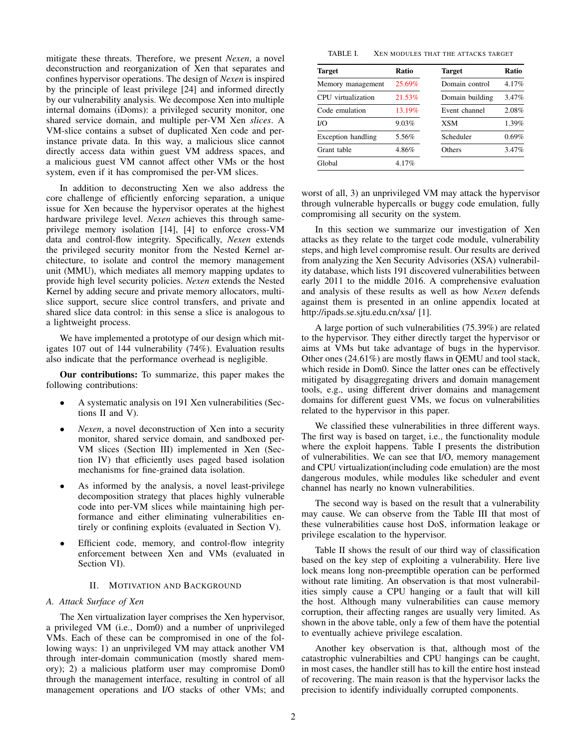mitigate these threats. Therefore, we present *Nexen*, a novel deconstruction and reorganization of Xen that separates and confines hypervisor operations. The design of *Nexen* is inspired by the principle of least privilege [24] and informed directly by our vulnerability analysis. We decompose Xen into multiple internal domains (iDoms): a privileged security monitor, one shared service domain, and multiple per-VM Xen *slices*. A VM-slice contains a subset of duplicated Xen code and per-instance private data. In this way, a malicious slice cannot directly access data within guest VM address spaces, and a malicious guest VM cannot affect other VMs or the host system, even if it has compromised the per-VM slices.

In addition to deconstructing Xen we also address the core challenge of efficiently enforcing separation, a unique issue for Xen because the hypervisor operates at the highest hardware privilege level. *Nexen* achieves this through same-privilege memory isolation [14], [4] to enforce cross-VM data and control-flow integrity. Specifically, *Nexen* extends the privileged security monitor from the Nested Kernel architecture, to isolate and control the memory management unit (MMU), which mediates all memory mapping updates to provide high level security policies. *Nexen* extends the Nested Kernel by adding secure and private memory allocators, multi-slice support, secure slice control transfers, and private and shared slice data control: in this sense a slice is analogous to a lightweight process.

We have implemented a prototype of our design which mitigates 107 out of 144 vulnerability (74%). Evaluation results also indicate that the performance overhead is negligible.

**Our contributions:** To summarize, this paper makes the following contributions:

- A systematic analysis on 191 Xen vulnerabilities (Sections II and V).
- *Nexen*, a novel deconstruction of Xen into a security monitor, shared service domain, and sandboxed per-VM slices (Section III) implemented in Xen (Section IV) that efficiently uses paged based isolation mechanisms for fine-grained data isolation.
- As informed by the analysis, a novel least-privilege decomposition strategy that places highly vulnerable code into per-VM slices while maintaining high performance and either eliminating vulnerabilities entirely or confining exploits (evaluated in Section V).
- Efficient code, memory, and control-flow integrity enforcement between Xen and VMs (evaluated in Section VI).

## II. Motivation and Background

### A. Attack Surface of Xen

The Xen virtualization layer comprises the Xen hypervisor, a privileged VM (i.e., Dom0) and a number of unprivileged VMs. Each of these can be compromised in one of the following ways: 1) an unprivileged VM may attack another VM through inter-domain communication (mostly shared memory); 2) a malicious platform user may compromise Dom0 through the management interface, resulting in control of all management operations and I/O stacks of other VMs; and worst of all, 3) an unprivileged VM may attack the hypervisor through vulnerable hypercalls or buggy code emulation, fully compromising all security on the system.

TABLE I. Xen modules that the attacks target

| Target | Ratio | Target | Ratio |
|---|---|---|---|
| Memory management | 25.69% | Domain control | 4.17% |
| CPU virtualization | 21.53% | Domain building | 3.47% |
| Code emulation | 13.19% | Event channel | 2.08% |
| I/O | 9.03% | XSM | 1.39% |
| Exception handling | 5.56% | Scheduler | 0.69% |
| Grant table | 4.86% | Others | 3.47% |
| Global | 4.17% | | |

In this section we summarize our investigation of Xen attacks as they relate to the target code module, vulnerability steps, and high level compromise result. Our results are derived from analyzing the Xen Security Advisories (XSA) vulnerability database, which lists 191 discovered vulnerabilities between early 2011 to the middle 2016. A comprehensive evaluation and analysis of these results as well as how *Nexen* defends against them is presented in an online appendix located at http://ipads.se.sjtu.edu.cn/xsa/ [1].

A large portion of such vulnerabilities (75.39%) are related to the hypervisor. They either directly target the hypervisor or aims at VMs but take advantage of bugs in the hypervisor. Other ones (24.61%) are mostly flaws in QEMU and tool stack, which reside in Dom0. Since the latter ones can be effectively mitigated by disaggregating drivers and domain management tools, e.g., using different driver domains and management domains for different guest VMs, we focus on vulnerabilities related to the hypervisor in this paper.

We classified these vulnerabilities in three different ways. The first way is based on target, i.e., the functionality module where the exploit happens. Table I presents the distribution of vulnerabilities. We can see that I/O, memory management and CPU virtualization(including code emulation) are the most dangerous modules, while modules like scheduler and event channel has nearly no known vulnerabilities.

The second way is based on the result that a vulnerability may cause. We can observe from the Table III that most of these vulnerabilities cause host DoS, information leakage or privilege escalation to the hypervisor.

Table II shows the result of our third way of classification based on the key step of exploiting a vulnerability. Here live lock means long non-preemptible operation can be performed without rate limiting. An observation is that most vulnerabilities simply cause a CPU hanging or a fault that will kill the host. Although many vulnerabilities can cause memory corruption, their affecting ranges are usually very limited. As shown in the above table, only a few of them have the potential to eventually achieve privilege escalation.

Another key observation is that, although most of the catastrophic vulnerabilties and CPU hangings can be caught, in most cases, the handler still has to kill the entire host instead of recovering. The main reason is that the hypervisor lacks the precision to identify individually corrupted components.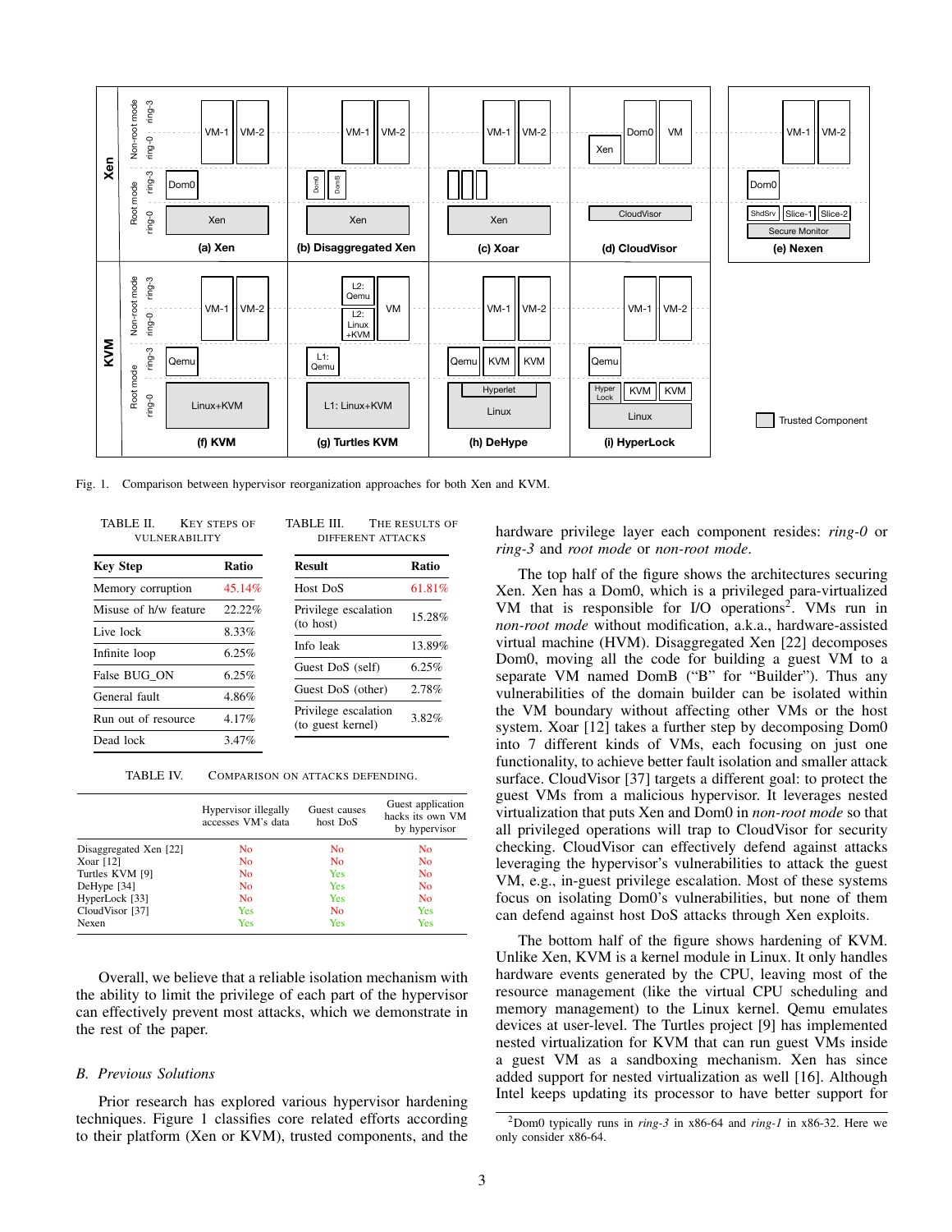Fig. 1. Comparison between hypervisor reorganization approaches for both Xen and KVM.

TABLE II. KEY STEPS OF VULNERABILITY

| Key Step | Ratio |
|---|---|
| Memory corruption | 45.14% |
| Misuse of h/w feature | 22.22% |
| Live lock | 8.33% |
| Infinite loop | 6.25% |
| False BUG_ON | 6.25% |
| General fault | 4.86% |
| Run out of resource | 4.17% |
| Dead lock | 3.47% |

TABLE III. THE RESULTS OF DIFFERENT ATTACKS

| Result | Ratio |
|---|---|
| Host DoS | 61.81% |
| Privilege escalation (to host) | 15.28% |
| Info leak | 13.89% |
| Guest DoS (self) | 6.25% |
| Guest DoS (other) | 2.78% |
| Privilege escalation (to guest kernel) | 3.82% |

TABLE IV. COMPARISON ON ATTACKS DEFENDING.

| | Hypervisor illegally accesses VM's data | Guest causes host DoS | Guest application hacks its own VM by hypervisor |
|---|---|---|---|
| Disaggregated Xen [22] | No | No | No |
| Xoar [12] | No | No | No |
| Turtles KVM [9] | No | Yes | No |
| DeHype [34] | No | Yes | No |
| HyperLock [33] | No | Yes | No |
| CloudVisor [37] | Yes | No | Yes |
| Nexen | Yes | Yes | Yes |

Overall, we believe that a reliable isolation mechanism with the ability to limit the privilege of each part of the hypervisor can effectively prevent most attacks, which we demonstrate in the rest of the paper.

### *B. Previous Solutions*

Prior research has explored various hypervisor hardening techniques. Figure 1 classifies core related efforts according to their platform (Xen or KVM), trusted components, and the hardware privilege layer each component resides: *ring-0* or *ring-3* and *root mode* or *non-root mode*.

The top half of the figure shows the architectures securing Xen. Xen has a Dom0, which is a privileged para-virtualized VM that is responsible for I/O operations[2]. VMs run in *non-root mode* without modification, a.k.a., hardware-assisted virtual machine (HVM). Disaggregated Xen [22] decomposes Dom0, moving all the code for building a guest VM to a separate VM named DomB ("B" for "Builder"). Thus any vulnerabilities of the domain builder can be isolated within the VM boundary without affecting other VMs or the host system. Xoar [12] takes a further step by decomposing Dom0 into 7 different kinds of VMs, each focusing on just one functionality, to achieve better fault isolation and smaller attack surface. CloudVisor [37] targets a different goal: to protect the guest VMs from a malicious hypervisor. It leverages nested virtualization that puts Xen and Dom0 in *non-root mode* so that all privileged operations will trap to CloudVisor for security checking. CloudVisor can effectively defend against attacks leveraging the hypervisor's vulnerabilities to attack the guest VM, e.g., in-guest privilege escalation. Most of these systems focus on isolating Dom0's vulnerabilities, but none of them can defend against host DoS attacks through Xen exploits.

The bottom half of the figure shows hardening of KVM. Unlike Xen, KVM is a kernel module in Linux. It only handles hardware events generated by the CPU, leaving most of the resource management (like the virtual CPU scheduling and memory management) to the Linux kernel. Qemu emulates devices at user-level. The Turtles project [9] has implemented nested virtualization for KVM that can run guest VMs inside a guest VM as a sandboxing mechanism. Xen has since added support for nested virtualization as well [16]. Although Intel keeps updating its processor to have better support for

[2]Dom0 typically runs in *ring-3* in x86-64 and *ring-1* in x86-32. Here we only consider x86-64.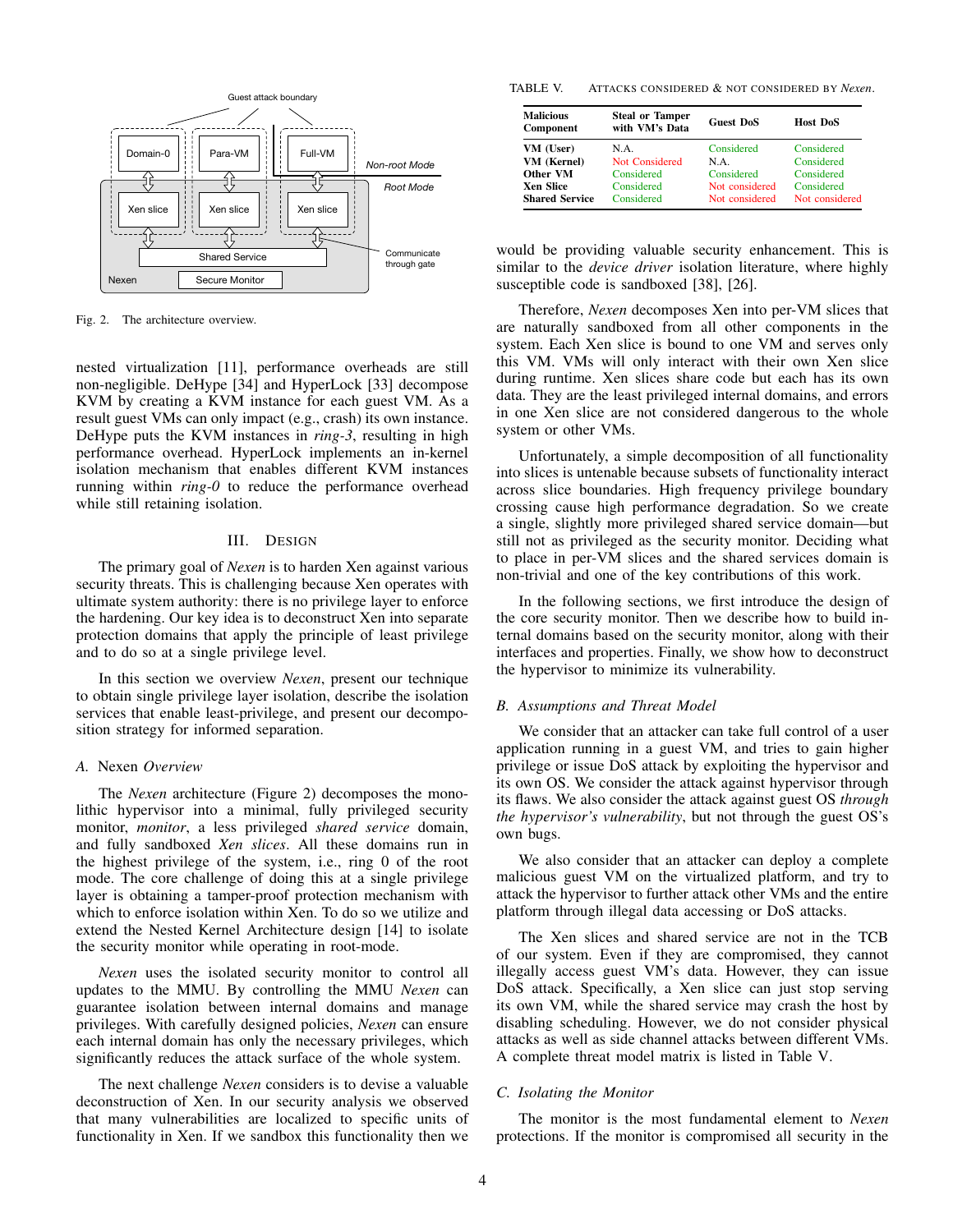Fig. 2. The architecture overview.

nested virtualization [11], performance overheads are still non-negligible. DeHype [34] and HyperLock [33] decompose KVM by creating a KVM instance for each guest VM. As a result guest VMs can only impact (e.g., crash) its own instance. DeHype puts the KVM instances in *ring-3*, resulting in high performance overhead. HyperLock implements an in-kernel isolation mechanism that enables different KVM instances running within *ring-0* to reduce the performance overhead while still retaining isolation.

## III. Design

The primary goal of *Nexen* is to harden Xen against various security threats. This is challenging because Xen operates with ultimate system authority: there is no privilege layer to enforce the hardening. Our key idea is to deconstruct Xen into separate protection domains that apply the principle of least privilege and to do so at a single privilege level.

In this section we overview *Nexen*, present our technique to obtain single privilege layer isolation, describe the isolation services that enable least-privilege, and present our decomposition strategy for informed separation.

### A. Nexen *Overview*

The *Nexen* architecture (Figure 2) decomposes the monolithic hypervisor into a minimal, fully privileged security monitor, *monitor*, a less privileged *shared service* domain, and fully sandboxed *Xen slices*. All these domains run in the highest privilege of the system, i.e., ring 0 of the root mode. The core challenge of doing this at a single privilege layer is obtaining a tamper-proof protection mechanism with which to enforce isolation within Xen. To do so we utilize and extend the Nested Kernel Architecture design [14] to isolate the security monitor while operating in root-mode.

*Nexen* uses the isolated security monitor to control all updates to the MMU. By controlling the MMU *Nexen* can guarantee isolation between internal domains and manage privileges. With carefully designed policies, *Nexen* can ensure each internal domain has only the necessary privileges, which significantly reduces the attack surface of the whole system.

The next challenge *Nexen* considers is to devise a valuable deconstruction of Xen. In our security analysis we observed that many vulnerabilities are localized to specific units of functionality in Xen. If we sandbox this functionality then we would be providing valuable security enhancement. This is similar to the *device driver* isolation literature, where highly susceptible code is sandboxed [38], [26].

Therefore, *Nexen* decomposes Xen into per-VM slices that are naturally sandboxed from all other components in the system. Each Xen slice is bound to one VM and serves only this VM. VMs will only interact with their own Xen slice during runtime. Xen slices share code but each has its own data. They are the least privileged internal domains, and errors in one Xen slice are not considered dangerous to the whole system or other VMs.

Unfortunately, a simple decomposition of all functionality into slices is untenable because subsets of functionality interact across slice boundaries. High frequency privilege boundary crossing cause high performance degradation. So we create a single, slightly more privileged shared service domain—but still not as privileged as the security monitor. Deciding what to place in per-VM slices and the shared services domain is non-trivial and one of the key contributions of this work.

In the following sections, we first introduce the design of the core security monitor. Then we describe how to build internal domains based on the security monitor, along with their interfaces and properties. Finally, we show how to deconstruct the hypervisor to minimize its vulnerability.

TABLE V. Attacks considered & not considered by *Nexen*.

| Malicious Component | Steal or Tamper with VM's Data | Guest DoS | Host DoS |
|---|---|---|---|
| **VM (User)** | N.A. | Considered | Considered |
| **VM (Kernel)** | Not Considered | N.A. | Considered |
| **Other VM** | Considered | Considered | Considered |
| **Xen Slice** | Considered | Not considered | Considered |
| **Shared Service** | Considered | Not considered | Not considered |

### B. Assumptions and Threat Model

We consider that an attacker can take full control of a user application running in a guest VM, and tries to gain higher privilege or issue DoS attack by exploiting the hypervisor and its own OS. We consider the attack against hypervisor through its flaws. We also consider the attack against guest OS *through the hypervisor's vulnerability*, but not through the guest OS's own bugs.

We also consider that an attacker can deploy a complete malicious guest VM on the virtualized platform, and try to attack the hypervisor to further attack other VMs and the entire platform through illegal data accessing or DoS attacks.

The Xen slices and shared service are not in the TCB of our system. Even if they are compromised, they cannot illegally access guest VM's data. However, they can issue DoS attack. Specifically, a Xen slice can just stop serving its own VM, while the shared service may crash the host by disabling scheduling. However, we do not consider physical attacks as well as side channel attacks between different VMs. A complete threat model matrix is listed in Table V.

### C. Isolating the Monitor

The monitor is the most fundamental element to *Nexen* protections. If the monitor is compromised all security in the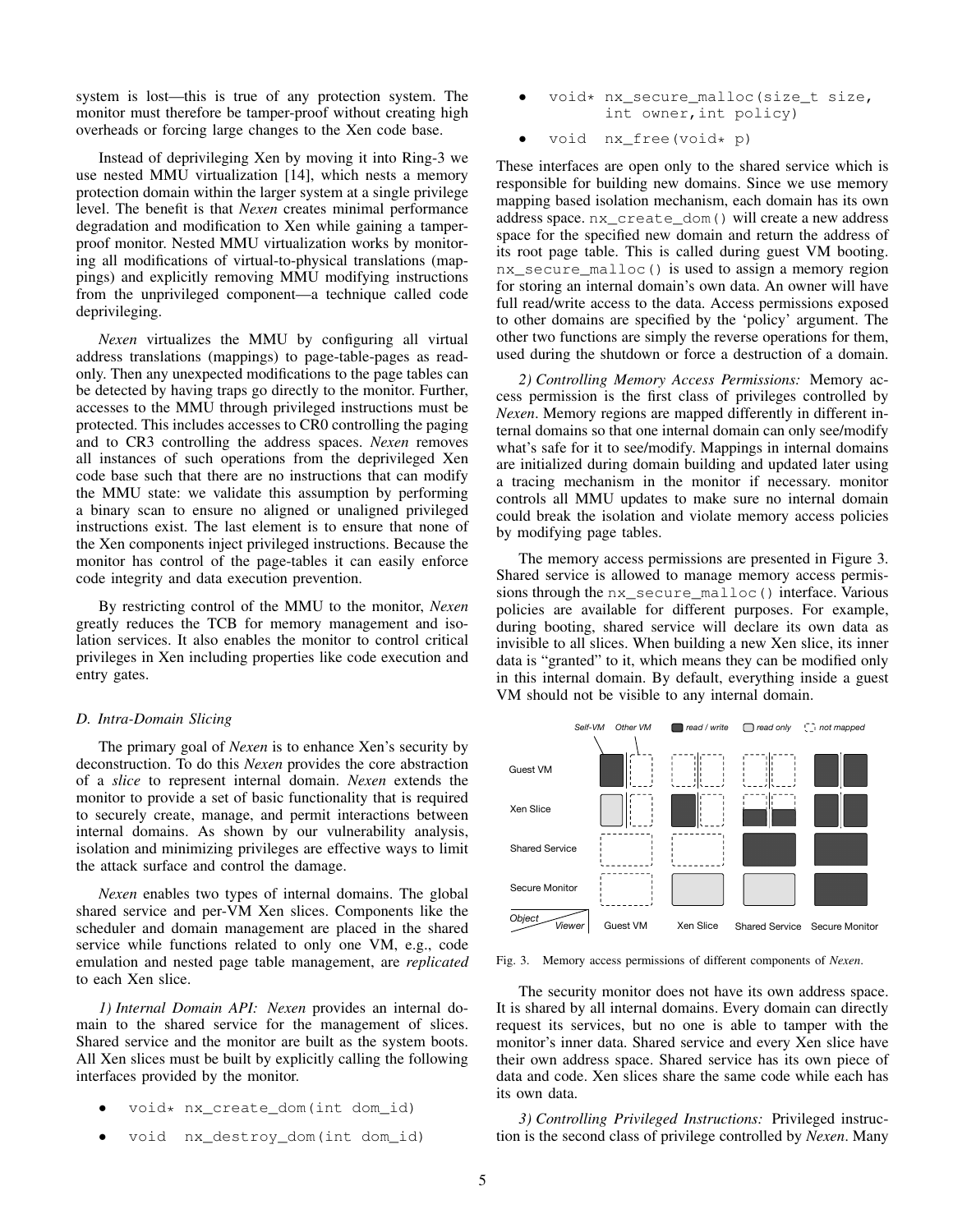system is lost—this is true of any protection system. The monitor must therefore be tamper-proof without creating high overheads or forcing large changes to the Xen code base.

Instead of deprivileging Xen by moving it into Ring-3 we use nested MMU virtualization [14], which nests a memory protection domain within the larger system at a single privilege level. The benefit is that *Nexen* creates minimal performance degradation and modification to Xen while gaining a tamper-proof monitor. Nested MMU virtualization works by monitoring all modifications of virtual-to-physical translations (mappings) and explicitly removing MMU modifying instructions from the unprivileged component—a technique called code deprivileging.

*Nexen* virtualizes the MMU by configuring all virtual address translations (mappings) to page-table-pages as read-only. Then any unexpected modifications to the page tables can be detected by having traps go directly to the monitor. Further, accesses to the MMU through privileged instructions must be protected. This includes accesses to CR0 controlling the paging and to CR3 controlling the address spaces. *Nexen* removes all instances of such operations from the deprivileged Xen code base such that there are no instructions that can modify the MMU state: we validate this assumption by performing a binary scan to ensure no aligned or unaligned privileged instructions exist. The last element is to ensure that none of the Xen components inject privileged instructions. Because the monitor has control of the page-tables it can easily enforce code integrity and data execution prevention.

By restricting control of the MMU to the monitor, *Nexen* greatly reduces the TCB for memory management and isolation services. It also enables the monitor to control critical privileges in Xen including properties like code execution and entry gates.

### D. Intra-Domain Slicing

The primary goal of *Nexen* is to enhance Xen's security by deconstruction. To do this *Nexen* provides the core abstraction of a *slice* to represent internal domain. *Nexen* extends the monitor to provide a set of basic functionality that is required to securely create, manage, and permit interactions between internal domains. As shown by our vulnerability analysis, isolation and minimizing privileges are effective ways to limit the attack surface and control the damage.

*Nexen* enables two types of internal domains. The global shared service and per-VM Xen slices. Components like the scheduler and domain management are placed in the shared service while functions related to only one VM, e.g., code emulation and nested page table management, are *replicated* to each Xen slice.

*1) Internal Domain API:* *Nexen* provides an internal domain to the shared service for the management of slices. Shared service and the monitor are built as the system boots. All Xen slices must be built by explicitly calling the following interfaces provided by the monitor.

- `void* nx_create_dom(int dom_id)`
- `void  nx_destroy_dom(int dom_id)`
- `void* nx_secure_malloc(size_t size, int owner,int policy)`
- `void  nx_free(void* p)`

These interfaces are open only to the shared service which is responsible for building new domains. Since we use memory mapping based isolation mechanism, each domain has its own address space. `nx_create_dom()` will create a new address space for the specified new domain and return the address of its root page table. This is called during guest VM booting. `nx_secure_malloc()` is used to assign a memory region for storing an internal domain's own data. An owner will have full read/write access to the data. Access permissions exposed to other domains are specified by the 'policy' argument. The other two functions are simply the reverse operations for them, used during the shutdown or force a destruction of a domain.

*2) Controlling Memory Access Permissions:* Memory access permission is the first class of privileges controlled by *Nexen*. Memory regions are mapped differently in different internal domains so that one internal domain can only see/modify what's safe for it to see/modify. Mappings in internal domains are initialized during domain building and updated later using a tracing mechanism in the monitor if necessary. monitor controls all MMU updates to make sure no internal domain could break the isolation and violate memory access policies by modifying page tables.

The memory access permissions are presented in Figure 3. Shared service is allowed to manage memory access permissions through the `nx_secure_malloc()` interface. Various policies are available for different purposes. For example, during booting, shared service will declare its own data as invisible to all slices. When building a new Xen slice, its inner data is "granted" to it, which means they can be modified only in this internal domain. By default, everything inside a guest VM should not be visible to any internal domain.

Fig. 3. Memory access permissions of different components of *Nexen*.

The security monitor does not have its own address space. It is shared by all internal domains. Every domain can directly request its services, but no one is able to tamper with the monitor's inner data. Shared service and every Xen slice have their own address space. Shared service has its own piece of data and code. Xen slices share the same code while each has its own data.

*3) Controlling Privileged Instructions:* Privileged instruction is the second class of privilege controlled by *Nexen*. Many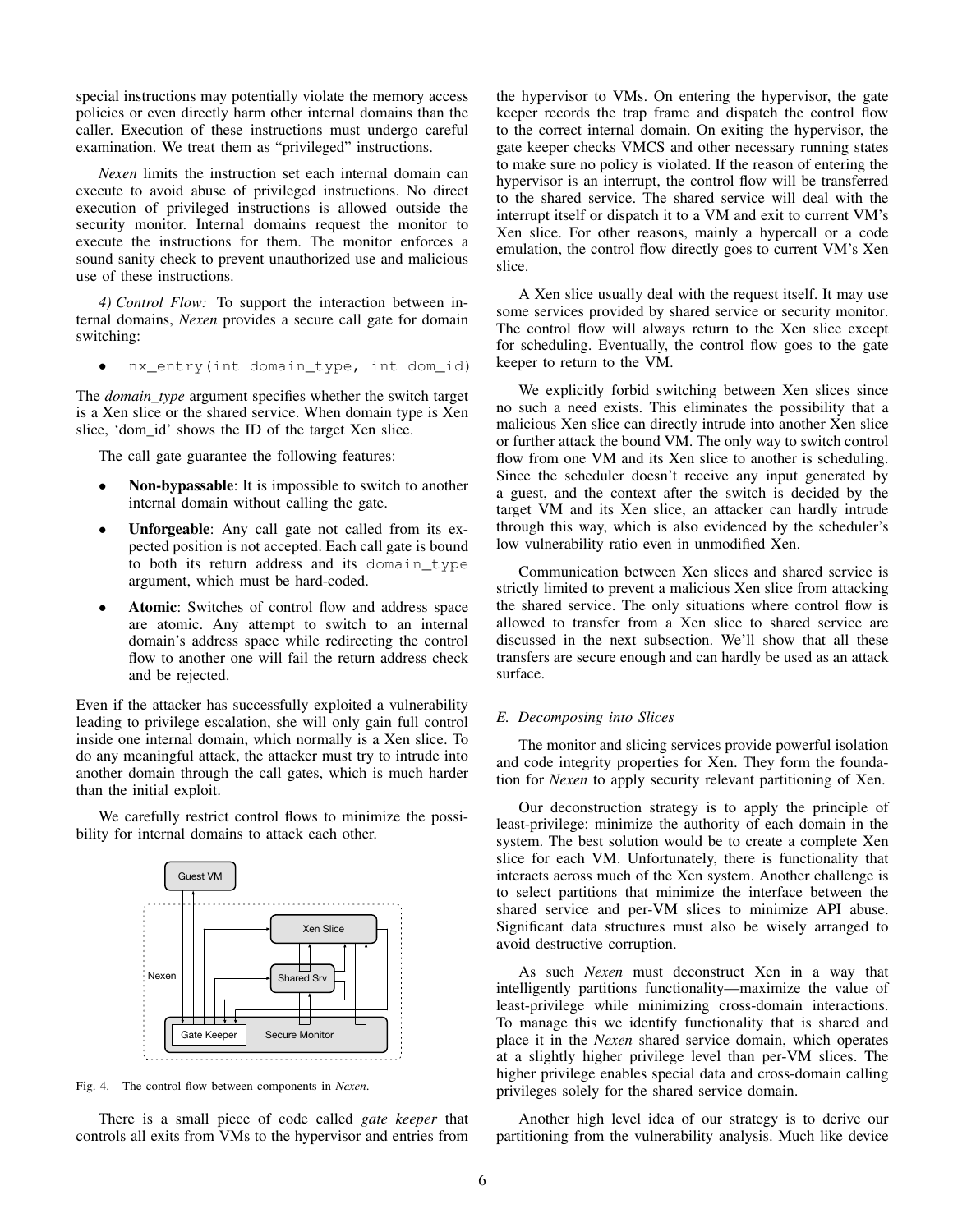special instructions may potentially violate the memory access policies or even directly harm other internal domains than the caller. Execution of these instructions must undergo careful examination. We treat them as "privileged" instructions.

*Nexen* limits the instruction set each internal domain can execute to avoid abuse of privileged instructions. No direct execution of privileged instructions is allowed outside the security monitor. Internal domains request the monitor to execute the instructions for them. The monitor enforces a sound sanity check to prevent unauthorized use and malicious use of these instructions.

*4) Control Flow:* To support the interaction between internal domains, *Nexen* provides a secure call gate for domain switching:

- `nx_entry(int domain_type, int dom_id)`

The *domain_type* argument specifies whether the switch target is a Xen slice or the shared service. When domain type is Xen slice, 'dom_id' shows the ID of the target Xen slice.

The call gate guarantee the following features:

- **Non-bypassable**: It is impossible to switch to another internal domain without calling the gate.
- **Unforgeable**: Any call gate not called from its expected position is not accepted. Each call gate is bound to both its return address and its `domain_type` argument, which must be hard-coded.
- **Atomic**: Switches of control flow and address space are atomic. Any attempt to switch to an internal domain's address space while redirecting the control flow to another one will fail the return address check and be rejected.

Even if the attacker has successfully exploited a vulnerability leading to privilege escalation, she will only gain full control inside one internal domain, which normally is a Xen slice. To do any meaningful attack, the attacker must try to intrude into another domain through the call gates, which is much harder than the initial exploit.

We carefully restrict control flows to minimize the possibility for internal domains to attack each other.

Fig. 4. The control flow between components in *Nexen*.

There is a small piece of code called *gate keeper* that controls all exits from VMs to the hypervisor and entries from the hypervisor to VMs. On entering the hypervisor, the gate keeper records the trap frame and dispatch the control flow to the correct internal domain. On exiting the hypervisor, the gate keeper checks VMCS and other necessary running states to make sure no policy is violated. If the reason of entering the hypervisor is an interrupt, the control flow will be transferred to the shared service. The shared service will deal with the interrupt itself or dispatch it to a VM and exit to current VM's Xen slice. For other reasons, mainly a hypercall or a code emulation, the control flow directly goes to current VM's Xen slice.

A Xen slice usually deal with the request itself. It may use some services provided by shared service or security monitor. The control flow will always return to the Xen slice except for scheduling. Eventually, the control flow goes to the gate keeper to return to the VM.

We explicitly forbid switching between Xen slices since no such a need exists. This eliminates the possibility that a malicious Xen slice can directly intrude into another Xen slice or further attack the bound VM. The only way to switch control flow from one VM and its Xen slice to another is scheduling. Since the scheduler doesn't receive any input generated by a guest, and the context after the switch is decided by the target VM and its Xen slice, an attacker can hardly intrude through this way, which is also evidenced by the scheduler's low vulnerability ratio even in unmodified Xen.

Communication between Xen slices and shared service is strictly limited to prevent a malicious Xen slice from attacking the shared service. The only situations where control flow is allowed to transfer from a Xen slice to shared service are discussed in the next subsection. We'll show that all these transfers are secure enough and can hardly be used as an attack surface.

### *E. Decomposing into Slices*

The monitor and slicing services provide powerful isolation and code integrity properties for Xen. They form the foundation for *Nexen* to apply security relevant partitioning of Xen.

Our deconstruction strategy is to apply the principle of least-privilege: minimize the authority of each domain in the system. The best solution would be to create a complete Xen slice for each VM. Unfortunately, there is functionality that interacts across much of the Xen system. Another challenge is to select partitions that minimize the interface between the shared service and per-VM slices to minimize API abuse. Significant data structures must also be wisely arranged to avoid destructive corruption.

As such *Nexen* must deconstruct Xen in a way that intelligently partitions functionality—maximize the value of least-privilege while minimizing cross-domain interactions. To manage this we identify functionality that is shared and place it in the *Nexen* shared service domain, which operates at a slightly higher privilege level than per-VM slices. The higher privilege enables special data and cross-domain calling privileges solely for the shared service domain.

Another high level idea of our strategy is to derive our partitioning from the vulnerability analysis. Much like device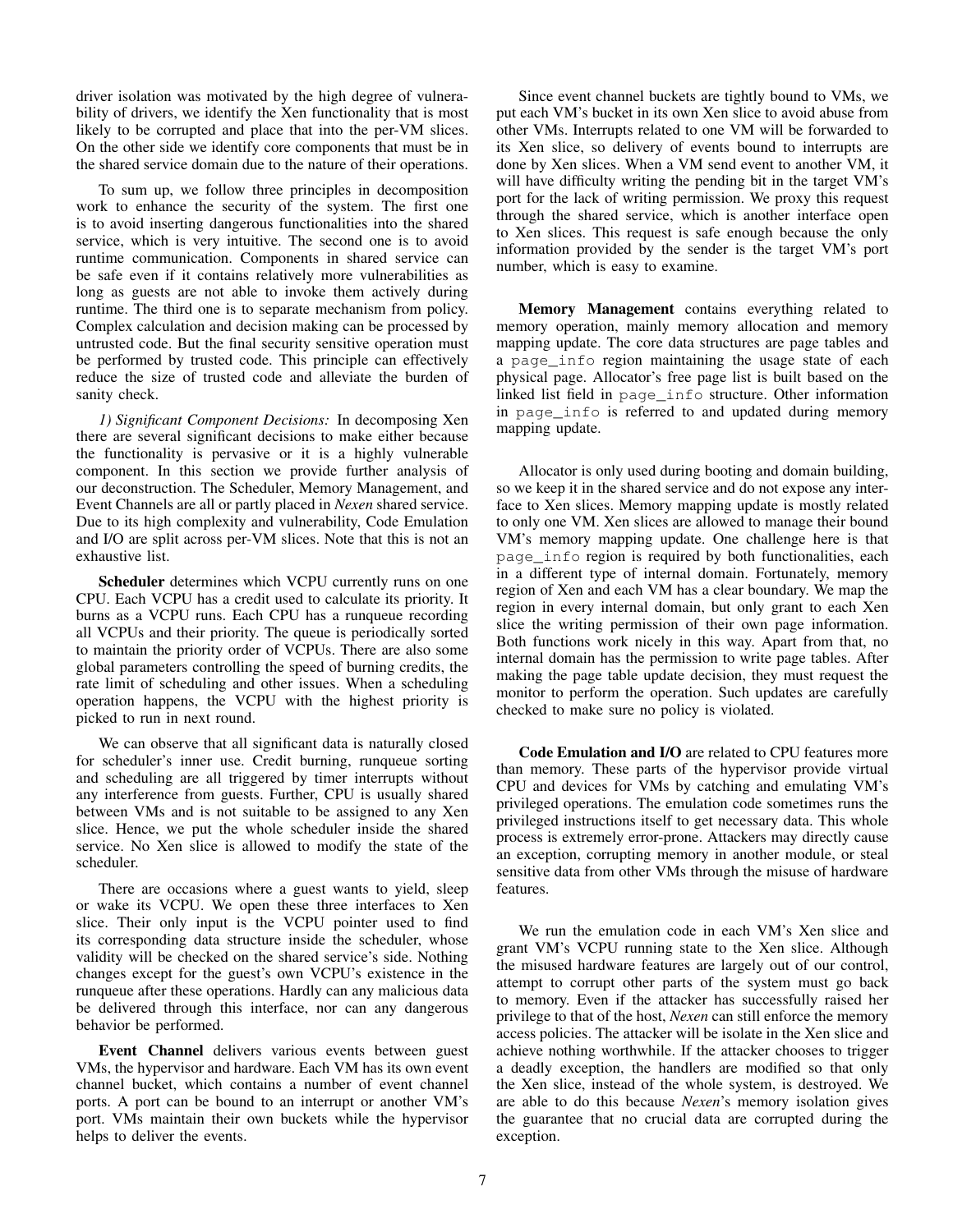driver isolation was motivated by the high degree of vulnerability of drivers, we identify the Xen functionality that is most likely to be corrupted and place that into the per-VM slices. On the other side we identify core components that must be in the shared service domain due to the nature of their operations.

To sum up, we follow three principles in decomposition work to enhance the security of the system. The first one is to avoid inserting dangerous functionalities into the shared service, which is very intuitive. The second one is to avoid runtime communication. Components in shared service can be safe even if it contains relatively more vulnerabilities as long as guests are not able to invoke them actively during runtime. The third one is to separate mechanism from policy. Complex calculation and decision making can be processed by untrusted code. But the final security sensitive operation must be performed by trusted code. This principle can effectively reduce the size of trusted code and alleviate the burden of sanity check.

*1) Significant Component Decisions:* In decomposing Xen there are several significant decisions to make either because the functionality is pervasive or it is a highly vulnerable component. In this section we provide further analysis of our deconstruction. The Scheduler, Memory Management, and Event Channels are all or partly placed in *Nexen* shared service. Due to its high complexity and vulnerability, Code Emulation and I/O are split across per-VM slices. Note that this is not an exhaustive list.

**Scheduler** determines which VCPU currently runs on one CPU. Each VCPU has a credit used to calculate its priority. It burns as a VCPU runs. Each CPU has a runqueue recording all VCPUs and their priority. The queue is periodically sorted to maintain the priority order of VCPUs. There are also some global parameters controlling the speed of burning credits, the rate limit of scheduling and other issues. When a scheduling operation happens, the VCPU with the highest priority is picked to run in next round.

We can observe that all significant data is naturally closed for scheduler's inner use. Credit burning, runqueue sorting and scheduling are all triggered by timer interrupts without any interference from guests. Further, CPU is usually shared between VMs and is not suitable to be assigned to any Xen slice. Hence, we put the whole scheduler inside the shared service. No Xen slice is allowed to modify the state of the scheduler.

There are occasions where a guest wants to yield, sleep or wake its VCPU. We open these three interfaces to Xen slice. Their only input is the VCPU pointer used to find its corresponding data structure inside the scheduler, whose validity will be checked on the shared service's side. Nothing changes except for the guest's own VCPU's existence in the runqueue after these operations. Hardly can any malicious data be delivered through this interface, nor can any dangerous behavior be performed.

**Event Channel** delivers various events between guest VMs, the hypervisor and hardware. Each VM has its own event channel bucket, which contains a number of event channel ports. A port can be bound to an interrupt or another VM's port. VMs maintain their own buckets while the hypervisor helps to deliver the events.

Since event channel buckets are tightly bound to VMs, we put each VM's bucket in its own Xen slice to avoid abuse from other VMs. Interrupts related to one VM will be forwarded to its Xen slice, so delivery of events bound to interrupts are done by Xen slices. When a VM send event to another VM, it will have difficulty writing the pending bit in the target VM's port for the lack of writing permission. We proxy this request through the shared service, which is another interface open to Xen slices. This request is safe enough because the only information provided by the sender is the target VM's port number, which is easy to examine.

**Memory Management** contains everything related to memory operation, mainly memory allocation and memory mapping update. The core data structures are page tables and a `page_info` region maintaining the usage state of each physical page. Allocator's free page list is built based on the linked list field in `page_info` structure. Other information in `page_info` is referred to and updated during memory mapping update.

Allocator is only used during booting and domain building, so we keep it in the shared service and do not expose any interface to Xen slices. Memory mapping update is mostly related to only one VM. Xen slices are allowed to manage their bound VM's memory mapping update. One challenge here is that `page_info` region is required by both functionalities, each in a different type of internal domain. Fortunately, memory region of Xen and each VM has a clear boundary. We map the region in every internal domain, but only grant to each Xen slice the writing permission of their own page information. Both functions work nicely in this way. Apart from that, no internal domain has the permission to write page tables. After making the page table update decision, they must request the monitor to perform the operation. Such updates are carefully checked to make sure no policy is violated.

**Code Emulation and I/O** are related to CPU features more than memory. These parts of the hypervisor provide virtual CPU and devices for VMs by catching and emulating VM's privileged operations. The emulation code sometimes runs the privileged instructions itself to get necessary data. This whole process is extremely error-prone. Attackers may directly cause an exception, corrupting memory in another module, or steal sensitive data from other VMs through the misuse of hardware features.

We run the emulation code in each VM's Xen slice and grant VM's VCPU running state to the Xen slice. Although the misused hardware features are largely out of our control, attempt to corrupt other parts of the system must go back to memory. Even if the attacker has successfully raised her privilege to that of the host, *Nexen* can still enforce the memory access policies. The attacker will be isolate in the Xen slice and achieve nothing worthwhile. If the attacker chooses to trigger a deadly exception, the handlers are modified so that only the Xen slice, instead of the whole system, is destroyed. We are able to do this because *Nexen*'s memory isolation gives the guarantee that no crucial data are corrupted during the exception.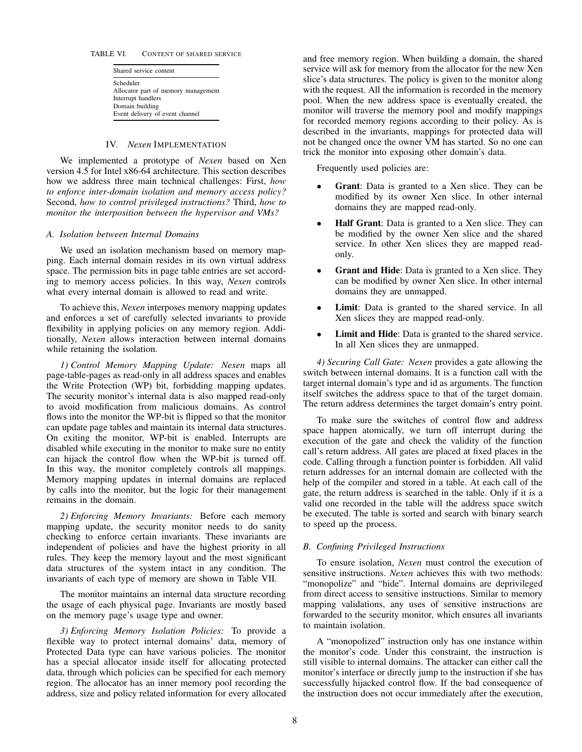TABLE VI. CONTENT OF SHARED SERVICE

| Shared service content |
|---|
| Scheduler |
| Allocator part of memory management |
| Interrupt handlers |
| Domain building |
| Event delivery of event channel |

## IV. *Nexen* IMPLEMENTATION

We implemented a prototype of *Nexen* based on Xen version 4.5 for Intel x86-64 architecture. This section describes how we address three main technical challenges: First, *how to enforce inter-domain isolation and memory access policy?* Second, *how to control privileged instructions?* Third, *how to monitor the interposition between the hypervisor and VMs?*

### A. Isolation between Internal Domains

We used an isolation mechanism based on memory mapping. Each internal domain resides in its own virtual address space. The permission bits in page table entries are set according to memory access policies. In this way, *Nexen* controls what every internal domain is allowed to read and write.

To achieve this, *Nexen* interposes memory mapping updates and enforces a set of carefully selected invariants to provide flexibility in applying policies on any memory region. Additionally, *Nexen* allows interaction between internal domains while retaining the isolation.

*1) Control Memory Mapping Update: Nexen* maps all page-table-pages as read-only in all address spaces and enables the Write Protection (WP) bit, forbidding mapping updates. The security monitor's internal data is also mapped read-only to avoid modification from malicious domains. As control flows into the monitor the WP-bit is flipped so that the monitor can update page tables and maintain its internal data structures. On exiting the monitor, WP-bit is enabled. Interrupts are disabled while executing in the monitor to make sure no entity can hijack the control flow when the WP-bit is turned off. In this way, the monitor completely controls all mappings. Memory mapping updates in internal domains are replaced by calls into the monitor, but the logic for their management remains in the domain.

*2) Enforcing Memory Invariants:* Before each memory mapping update, the security monitor needs to do sanity checking to enforce certain invariants. These invariants are independent of policies and have the highest priority in all rules. They keep the memory layout and the most significant data structures of the system intact in any condition. The invariants of each type of memory are shown in Table VII.

The monitor maintains an internal data structure recording the usage of each physical page. Invariants are mostly based on the memory page's usage type and owner.

*3) Enforcing Memory Isolation Policies:* To provide a flexible way to protect internal domains' data, memory of Protected Data type can have various policies. The monitor has a special allocator inside itself for allocating protected data, through which policies can be specified for each memory region. The allocator has an inner memory pool recording the address, size and policy related information for every allocated and free memory region. When building a domain, the shared service will ask for memory from the allocator for the new Xen slice's data structures. The policy is given to the monitor along with the request. All the information is recorded in the memory pool. When the new address space is eventually created, the monitor will traverse the memory pool and modify mappings for recorded memory regions according to their policy. As is described in the invariants, mappings for protected data will not be changed once the owner VM has started. So no one can trick the monitor into exposing other domain's data.

Frequently used policies are:

- **Grant**: Data is granted to a Xen slice. They can be modified by its owner Xen slice. In other internal domains they are mapped read-only.
- **Half Grant**: Data is granted to a Xen slice. They can be modified by the owner Xen slice and the shared service. In other Xen slices they are mapped read-only.
- **Grant and Hide**: Data is granted to a Xen slice. They can be modified by owner Xen slice. In other internal domains they are unmapped.
- **Limit**: Data is granted to the shared service. In all Xen slices they are mapped read-only.
- **Limit and Hide**: Data is granted to the shared service. In all Xen slices they are unmapped.

*4) Securing Call Gate: Nexen* provides a gate allowing the switch between internal domains. It is a function call with the target internal domain's type and id as arguments. The function itself switches the address space to that of the target domain. The return address determines the target domain's entry point.

To make sure the switches of control flow and address space happen atomically, we turn off interrupt during the execution of the gate and check the validity of the function call's return address. All gates are placed at fixed places in the code. Calling through a function pointer is forbidden. All valid return addresses for an internal domain are collected with the help of the compiler and stored in a table. At each call of the gate, the return address is searched in the table. Only if it is a valid one recorded in the table will the address space switch be executed. The table is sorted and search with binary search to speed up the process.

### B. Confining Privileged Instructions

To ensure isolation, *Nexen* must control the execution of sensitive instructions. *Nexen* achieves this with two methods: "monopolize" and "hide". Internal domains are deprivileged from direct access to sensitive instructions. Similar to memory mapping validations, any uses of sensitive instructions are forwarded to the security monitor, which ensures all invariants to maintain isolation.

A "monopolized" instruction only has one instance within the monitor's code. Under this constraint, the instruction is still visible to internal domains. The attacker can either call the monitor's interface or directly jump to the instruction if she has successfully hijacked control flow. If the bad consequence of the instruction does not occur immediately after the execution,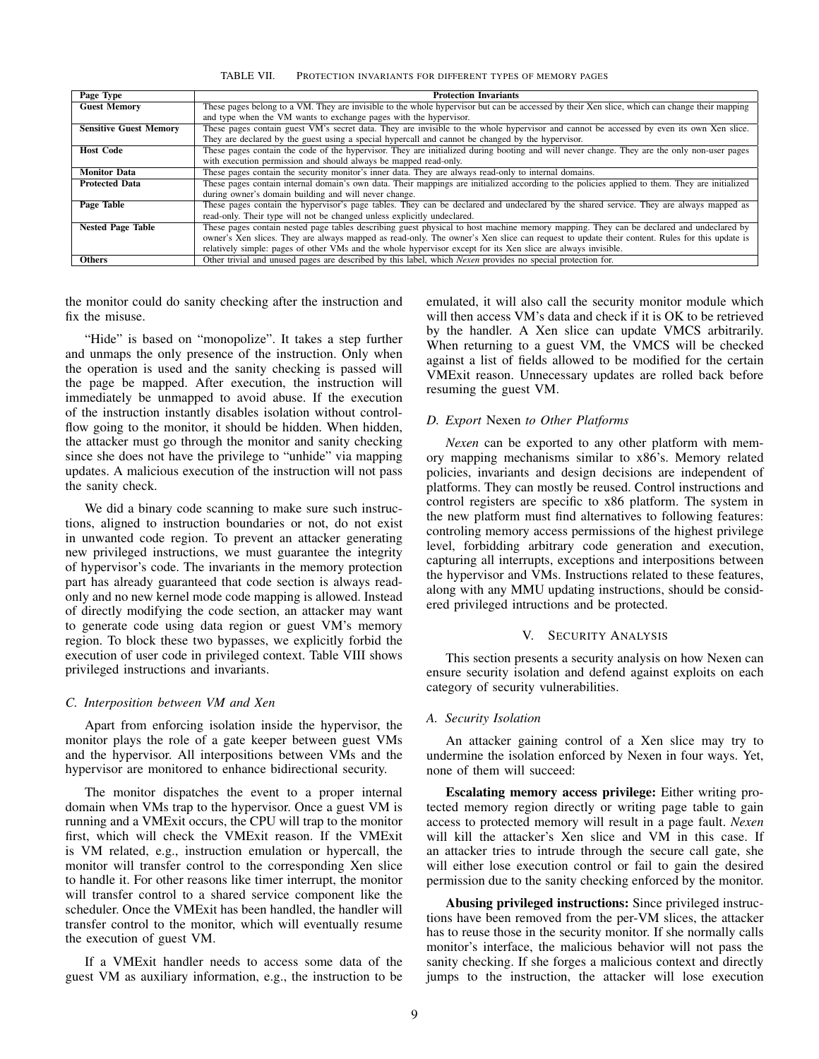TABLE VII. PROTECTION INVARIANTS FOR DIFFERENT TYPES OF MEMORY PAGES

| Page Type | Protection Invariants |
|---|---|
| **Guest Memory** | These pages belong to a VM. They are invisible to the whole hypervisor but can be accessed by their Xen slice, which can change their mapping and type when the VM wants to exchange pages with the hypervisor. |
| **Sensitive Guest Memory** | These pages contain guest VM's secret data. They are invisible to the whole hypervisor and cannot be accessed by even its own Xen slice. They are declared by the guest using a special hypercall and cannot be changed by the hypervisor. |
| **Host Code** | These pages contain the code of the hypervisor. They are initialized during booting and will never change. They are the only non-user pages with execution permission and should always be mapped read-only. |
| **Monitor Data** | These pages contain the security monitor's inner data. They are always read-only to internal domains. |
| **Protected Data** | These pages contain internal domain's own data. Their mappings are initialized according to the policies applied to them. They are initialized during owner's domain building and will never change. |
| **Page Table** | These pages contain the hypervisor's page tables. They can be declared and undeclared by the shared service. They are always mapped as read-only. Their type will not be changed unless explicitly undeclared. |
| **Nested Page Table** | These pages contain nested page tables describing guest physical to host machine memory mapping. They can be declared and undeclared by owner's Xen slices. They are always mapped as read-only. The owner's Xen slice can request to update their content. Rules for this update is relatively simple: pages of other VMs and the whole hypervisor except for its Xen slice are always invisible. |
| **Others** | Other trivial and unused pages are described by this label, which *Nexen* provides no special protection for. |

the monitor could do sanity checking after the instruction and fix the misuse.

"Hide" is based on "monopolize". It takes a step further and unmaps the only presence of the instruction. Only when the operation is used and the sanity checking is passed will the page be mapped. After execution, the instruction will immediately be unmapped to avoid abuse. If the execution of the instruction instantly disables isolation without control-flow going to the monitor, it should be hidden. When hidden, the attacker must go through the monitor and sanity checking since she does not have the privilege to "unhide" via mapping updates. A malicious execution of the instruction will not pass the sanity check.

We did a binary code scanning to make sure such instructions, aligned to instruction boundaries or not, do not exist in unwanted code region. To prevent an attacker generating new privileged instructions, we must guarantee the integrity of hypervisor's code. The invariants in the memory protection part has already guaranteed that code section is always read-only and no new kernel mode code mapping is allowed. Instead of directly modifying the code section, an attacker may want to generate code using data region or guest VM's memory region. To block these two bypasses, we explicitly forbid the execution of user code in privileged context. Table VIII shows privileged instructions and invariants.

### C. Interposition between VM and Xen

Apart from enforcing isolation inside the hypervisor, the monitor plays the role of a gate keeper between guest VMs and the hypervisor. All interpositions between VMs and the hypervisor are monitored to enhance bidirectional security.

The monitor dispatches the event to a proper internal domain when VMs trap to the hypervisor. Once a guest VM is running and a VMExit occurs, the CPU will trap to the monitor first, which will check the VMExit reason. If the VMExit is VM related, e.g., instruction emulation or hypercall, the monitor will transfer control to the corresponding Xen slice to handle it. For other reasons like timer interrupt, the monitor will transfer control to a shared service component like the scheduler. Once the VMExit has been handled, the handler will transfer control to the monitor, which will eventually resume the execution of guest VM.

If a VMExit handler needs to access some data of the guest VM as auxiliary information, e.g., the instruction to be emulated, it will also call the security monitor module which will then access VM's data and check if it is OK to be retrieved by the handler. A Xen slice can update VMCS arbitrarily. When returning to a guest VM, the VMCS will be checked against a list of fields allowed to be modified for the certain VMExit reason. Unnecessary updates are rolled back before resuming the guest VM.

### D. Export *Nexen* to Other Platforms

*Nexen* can be exported to any other platform with memory mapping mechanisms similar to x86's. Memory related policies, invariants and design decisions are independent of platforms. They can mostly be reused. Control instructions and control registers are specific to x86 platform. The system in the new platform must find alternatives to following features: controling memory access permissions of the highest privilege level, forbidding arbitrary code generation and execution, capturing all interrupts, exceptions and interpositions between the hypervisor and VMs. Instructions related to these features, along with any MMU updating instructions, should be considered privileged intructions and be protected.

## V. SECURITY ANALYSIS

This section presents a security analysis on how Nexen can ensure security isolation and defend against exploits on each category of security vulnerabilities.

### A. Security Isolation

An attacker gaining control of a Xen slice may try to undermine the isolation enforced by Nexen in four ways. Yet, none of them will succeed:

**Escalating memory access privilege:** Either writing protected memory region directly or writing page table to gain access to protected memory will result in a page fault. *Nexen* will kill the attacker's Xen slice and VM in this case. If an attacker tries to intrude through the secure call gate, she will either lose execution control or fail to gain the desired permission due to the sanity checking enforced by the monitor.

**Abusing privileged instructions:** Since privileged instructions have been removed from the per-VM slices, the attacker has to reuse those in the security monitor. If she normally calls monitor's interface, the malicious behavior will not pass the sanity checking. If she forges a malicious context and directly jumps to the instruction, the attacker will lose execution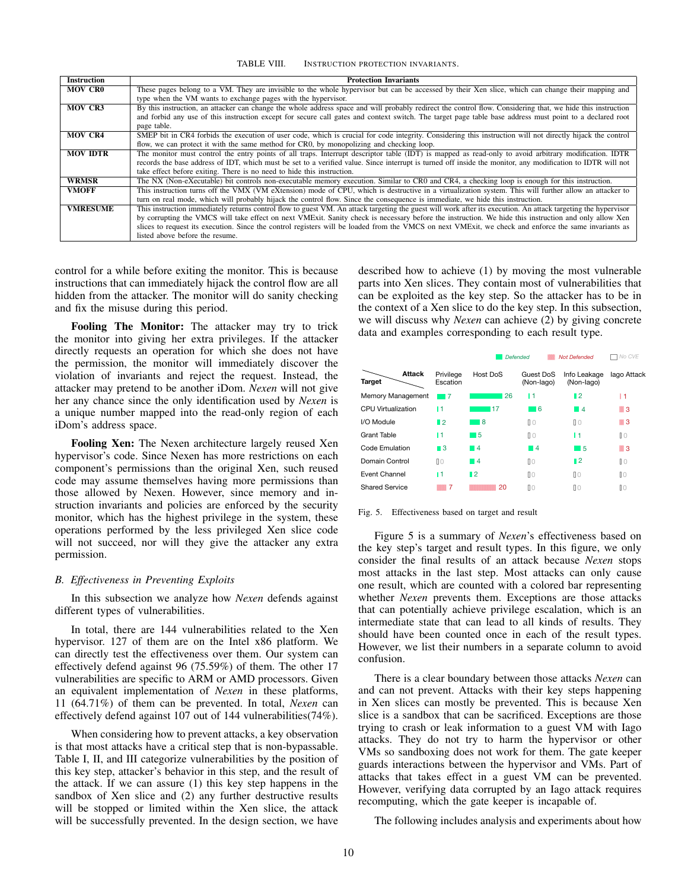TABLE VIII. Instruction protection invariants.

| Instruction | Protection Invariants |
|---|---|
| **MOV CR0** | These pages belong to a VM. They are invisible to the whole hypervisor but can be accessed by their Xen slice, which can change their mapping and type when the VM wants to exchange pages with the hypervisor. |
| **MOV CR3** | By this instruction, an attacker can change the whole address space and will probably redirect the control flow. Considering that, we hide this instruction and forbid any use of this instruction except for secure call gates and context switch. The target page table base address must point to a declared root page table. |
| **MOV CR4** | SMEP bit in CR4 forbids the execution of user code, which is crucial for code integrity. Considering this instruction will not directly hijack the control flow, we can protect it with the same method for CR0, by monopolizing and checking loop. |
| **MOV IDTR** | The monitor must control the entry points of all traps. Interrupt descriptor table (IDT) is mapped as read-only to avoid arbitrary modification. IDTR records the base address of IDT, which must be set to a verified value. Since interrupt is turned off inside the monitor, any modification to IDTR will not take effect before exiting. There is no need to hide this instruction. |
| **WRMSR** | The NX (Non-eXecutable) bit controls non-executable memory execution. Similar to CR0 and CR4, a checking loop is enough for this instruction. |
| **VMOFF** | This instruction turns off the VMX (VM eXtension) mode of CPU, which is destructive in a virtualization system. This will further allow an attacker to turn on real mode, which will probably hijack the control flow. Since the consequence is immediate, we hide this instruction. |
| **VMRESUME** | This instruction immediately returns control flow to guest VM. An attack targeting the guest will work after its execution. An attack targeting the hypervisor by corrupting the VMCS will take effect on next VMExit. Sanity check is necessary before the instruction. We hide this instruction and only allow Xen slices to request its execution. Since the control registers will be loaded from the VMCS on next VMExit, we check and enforce the same invariants as listed above before the resume. |

control for a while before exiting the monitor. This is because instructions that can immediately hijack the control flow are all hidden from the attacker. The monitor will do sanity checking and fix the misuse during this period.

**Fooling The Monitor:** The attacker may try to trick the monitor into giving her extra privileges. If the attacker directly requests an operation for which she does not have the permission, the monitor will immediately discover the violation of invariants and reject the request. Instead, the attacker may pretend to be another iDom. *Nexen* will not give her any chance since the only identification used by *Nexen* is a unique number mapped into the read-only region of each iDom's address space.

**Fooling Xen:** The Nexen architecture largely reused Xen hypervisor's code. Since Nexen has more restrictions on each component's permissions than the original Xen, such reused code may assume themselves having more permissions than those allowed by Nexen. However, since memory and instruction invariants and policies are enforced by the security monitor, which has the highest privilege in the system, these operations performed by the less privileged Xen slice code will not succeed, nor will they give the attacker any extra permission.

### B. Effectiveness in Preventing Exploits

In this subsection we analyze how *Nexen* defends against different types of vulnerabilities.

In total, there are 144 vulnerabilities related to the Xen hypervisor. 127 of them are on the Intel x86 platform. We can directly test the effectiveness over them. Our system can effectively defend against 96 (75.59%) of them. The other 17 vulnerabilities are specific to ARM or AMD processors. Given an equivalent implementation of *Nexen* in these platforms, 11 (64.71%) of them can be prevented. In total, *Nexen* can effectively defend against 107 out of 144 vulnerabilities(74%).

When considering how to prevent attacks, a key observation is that most attacks have a critical step that is non-bypassable. Table I, II, and III categorize vulnerabilities by the position of this key step, attacker's behavior in this step, and the result of the attack. If we can assure (1) this key step happens in the sandbox of Xen slice and (2) any further destructive results will be stopped or limited within the Xen slice, the attack will be successfully prevented. In the design section, we have described how to achieve (1) by moving the most vulnerable parts into Xen slices. They contain most of vulnerabilities that can be exploited as the key step. So the attacker has to be in the context of a Xen slice to do the key step. In this subsection, we will discuss why *Nexen* can achieve (2) by giving concrete data and examples corresponding to each result type.

Legend: Defended / Not Defended / No CVE

| Target \ Attack | Privilege Escation | Host DoS | Guest DoS (Non-Iago) | Info Leakage (Non-Iago) | Iago Attack |
|---|---|---|---|---|---|
| Memory Management | 7 | 26 | 1 | 2 | 1 |
| CPU Virtualization | 1 | 17 | 6 | 4 | 3 |
| I/O Module | 2 | 8 | 0 | 0 | 3 |
| Grant Table | 1 | 5 | 0 | 1 | 0 |
| Code Emulation | 3 | 4 | 4 | 5 | 3 |
| Domain Control | 0 | 4 | 0 | 2 | 0 |
| Event Channel | 1 | 2 | 0 | 0 | 0 |
| Shared Service | 7 | 20 | 0 | 0 | 0 |

Fig. 5. Effectiveness based on target and result

Figure 5 is a summary of *Nexen*'s effectiveness based on the key step's target and result types. In this figure, we only consider the final results of an attack because *Nexen* stops most attacks in the last step. Most attacks can only cause one result, which are counted with a colored bar representing whether *Nexen* prevents them. Exceptions are those attacks that can potentially achieve privilege escalation, which is an intermediate state that can lead to all kinds of results. They should have been counted once in each of the result types. However, we list their numbers in a separate column to avoid confusion.

There is a clear boundary between those attacks *Nexen* can and can not prevent. Attacks with their key steps happening in Xen slices can mostly be prevented. This is because Xen slice is a sandbox that can be sacrificed. Exceptions are those trying to crash or leak information to a guest VM with Iago attacks. They do not try to harm the hypervisor or other VMs so sandboxing does not work for them. The gate keeper guards interactions between the hypervisor and VMs. Part of attacks that takes effect in a guest VM can be prevented. However, verifying data corrupted by an Iago attack requires recomputing, which the gate keeper is incapable of.

The following includes analysis and experiments about how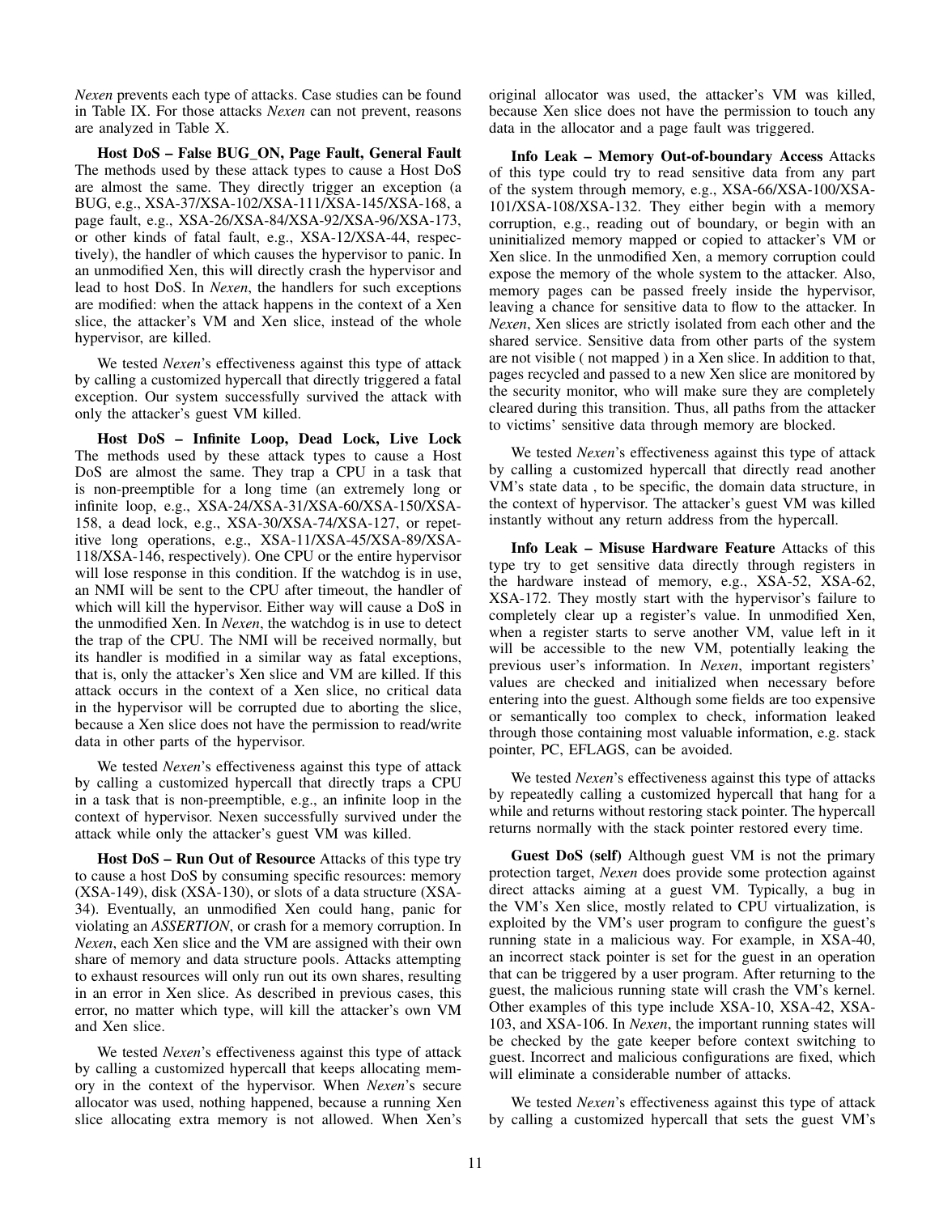*Nexen* prevents each type of attacks. Case studies can be found in Table IX. For those attacks *Nexen* can not prevent, reasons are analyzed in Table X.

**Host DoS – False BUG_ON, Page Fault, General Fault** The methods used by these attack types to cause a Host DoS are almost the same. They directly trigger an exception (a BUG, e.g., XSA-37/XSA-102/XSA-111/XSA-145/XSA-168, a page fault, e.g., XSA-26/XSA-84/XSA-92/XSA-96/XSA-173, or other kinds of fatal fault, e.g., XSA-12/XSA-44, respectively), the handler of which causes the hypervisor to panic. In an unmodified Xen, this will directly crash the hypervisor and lead to host DoS. In *Nexen*, the handlers for such exceptions are modified: when the attack happens in the context of a Xen slice, the attacker's VM and Xen slice, instead of the whole hypervisor, are killed.

We tested *Nexen*'s effectiveness against this type of attack by calling a customized hypercall that directly triggered a fatal exception. Our system successfully survived the attack with only the attacker's guest VM killed.

**Host DoS – Infinite Loop, Dead Lock, Live Lock** The methods used by these attack types to cause a Host DoS are almost the same. They trap a CPU in a task that is non-preemptible for a long time (an extremely long or infinite loop, e.g., XSA-24/XSA-31/XSA-60/XSA-150/XSA-158, a dead lock, e.g., XSA-30/XSA-74/XSA-127, or repetitive long operations, e.g., XSA-11/XSA-45/XSA-89/XSA-118/XSA-146, respectively). One CPU or the entire hypervisor will lose response in this condition. If the watchdog is in use, an NMI will be sent to the CPU after timeout, the handler of which will kill the hypervisor. Either way will cause a DoS in the unmodified Xen. In *Nexen*, the watchdog is in use to detect the trap of the CPU. The NMI will be received normally, but its handler is modified in a similar way as fatal exceptions, that is, only the attacker's Xen slice and VM are killed. If this attack occurs in the context of a Xen slice, no critical data in the hypervisor will be corrupted due to aborting the slice, because a Xen slice does not have the permission to read/write data in other parts of the hypervisor.

We tested *Nexen*'s effectiveness against this type of attack by calling a customized hypercall that directly traps a CPU in a task that is non-preemptible, e.g., an infinite loop in the context of hypervisor. Nexen successfully survived under the attack while only the attacker's guest VM was killed.

**Host DoS – Run Out of Resource** Attacks of this type try to cause a host DoS by consuming specific resources: memory (XSA-149), disk (XSA-130), or slots of a data structure (XSA-34). Eventually, an unmodified Xen could hang, panic for violating an *ASSERTION*, or crash for a memory corruption. In *Nexen*, each Xen slice and the VM are assigned with their own share of memory and data structure pools. Attacks attempting to exhaust resources will only run out its own shares, resulting in an error in Xen slice. As described in previous cases, this error, no matter which type, will kill the attacker's own VM and Xen slice.

We tested *Nexen*'s effectiveness against this type of attack by calling a customized hypercall that keeps allocating memory in the context of the hypervisor. When *Nexen*'s secure allocator was used, nothing happened, because a running Xen slice allocating extra memory is not allowed. When Xen's original allocator was used, the attacker's VM was killed, because Xen slice does not have the permission to touch any data in the allocator and a page fault was triggered.

**Info Leak – Memory Out-of-boundary Access** Attacks of this type could try to read sensitive data from any part of the system through memory, e.g., XSA-66/XSA-100/XSA-101/XSA-108/XSA-132. They either begin with a memory corruption, e.g., reading out of boundary, or begin with an uninitialized memory mapped or copied to attacker's VM or Xen slice. In the unmodified Xen, a memory corruption could expose the memory of the whole system to the attacker. Also, memory pages can be passed freely inside the hypervisor, leaving a chance for sensitive data to flow to the attacker. In *Nexen*, Xen slices are strictly isolated from each other and the shared service. Sensitive data from other parts of the system are not visible ( not mapped ) in a Xen slice. In addition to that, pages recycled and passed to a new Xen slice are monitored by the security monitor, who will make sure they are completely cleared during this transition. Thus, all paths from the attacker to victims' sensitive data through memory are blocked.

We tested *Nexen*'s effectiveness against this type of attack by calling a customized hypercall that directly read another VM's state data , to be specific, the domain data structure, in the context of hypervisor. The attacker's guest VM was killed instantly without any return address from the hypercall.

**Info Leak – Misuse Hardware Feature** Attacks of this type try to get sensitive data directly through registers in the hardware instead of memory, e.g., XSA-52, XSA-62, XSA-172. They mostly start with the hypervisor's failure to completely clear up a register's value. In unmodified Xen, when a register starts to serve another VM, value left in it will be accessible to the new VM, potentially leaking the previous user's information. In *Nexen*, important registers' values are checked and initialized when necessary before entering into the guest. Although some fields are too expensive or semantically too complex to check, information leaked through those containing most valuable information, e.g. stack pointer, PC, EFLAGS, can be avoided.

We tested *Nexen*'s effectiveness against this type of attacks by repeatedly calling a customized hypercall that hang for a while and returns without restoring stack pointer. The hypercall returns normally with the stack pointer restored every time.

**Guest DoS (self)** Although guest VM is not the primary protection target, *Nexen* does provide some protection against direct attacks aiming at a guest VM. Typically, a bug in the VM's Xen slice, mostly related to CPU virtualization, is exploited by the VM's user program to configure the guest's running state in a malicious way. For example, in XSA-40, an incorrect stack pointer is set for the guest in an operation that can be triggered by a user program. After returning to the guest, the malicious running state will crash the VM's kernel. Other examples of this type include XSA-10, XSA-42, XSA-103, and XSA-106. In *Nexen*, the important running states will be checked by the gate keeper before context switching to guest. Incorrect and malicious configurations are fixed, which will eliminate a considerable number of attacks.

We tested *Nexen*'s effectiveness against this type of attack by calling a customized hypercall that sets the guest VM's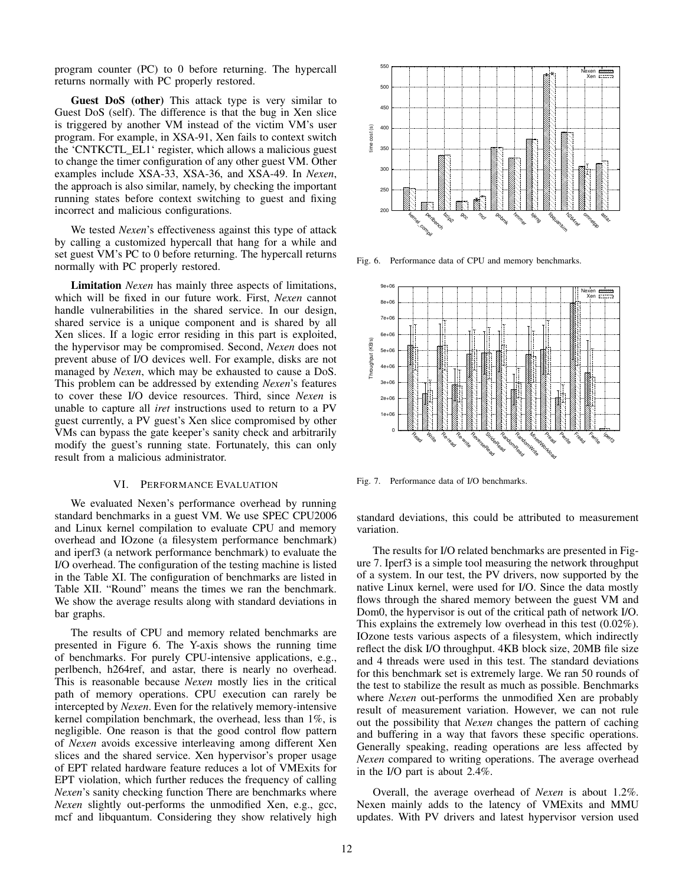program counter (PC) to 0 before returning. The hypercall returns normally with PC properly restored.

**Guest DoS (other)** This attack type is very similar to Guest DoS (self). The difference is that the bug in Xen slice is triggered by another VM instead of the victim VM's user program. For example, in XSA-91, Xen fails to context switch the 'CNTKCTL_EL1' register, which allows a malicious guest to change the timer configuration of any other guest VM. Other examples include XSA-33, XSA-36, and XSA-49. In *Nexen*, the approach is also similar, namely, by checking the important running states before context switching to guest and fixing incorrect and malicious configurations.

We tested *Nexen*'s effectiveness against this type of attack by calling a customized hypercall that hang for a while and set guest VM's PC to 0 before returning. The hypercall returns normally with PC properly restored.

**Limitation** *Nexen* has mainly three aspects of limitations, which will be fixed in our future work. First, *Nexen* cannot handle vulnerabilities in the shared service. In our design, shared service is a unique component and is shared by all Xen slices. If a logic error residing in this part is exploited, the hypervisor may be compromised. Second, *Nexen* does not prevent abuse of I/O devices well. For example, disks are not managed by *Nexen*, which may be exhausted to cause a DoS. This problem can be addressed by extending *Nexen*'s features to cover these I/O device resources. Third, since *Nexen* is unable to capture all *iret* instructions used to return to a PV guest currently, a PV guest's Xen slice compromised by other VMs can bypass the gate keeper's sanity check and arbitrarily modify the guest's running state. Fortunately, this can only result from a malicious administrator.

## VI. Performance Evaluation

We evaluated Nexen's performance overhead by running standard benchmarks in a guest VM. We use SPEC CPU2006 and Linux kernel compilation to evaluate CPU and memory overhead and IOzone (a filesystem performance benchmark) and iperf3 (a network performance benchmark) to evaluate the I/O overhead. The configuration of the testing machine is listed in the Table XI. The configuration of benchmarks are listed in Table XII. "Round" means the times we ran the benchmark. We show the average results along with standard deviations in bar graphs.

The results of CPU and memory related benchmarks are presented in Figure 6. The Y-axis shows the running time of benchmarks. For purely CPU-intensive applications, e.g., perlbench, h264ref, and astar, there is nearly no overhead. This is reasonable because *Nexen* mostly lies in the critical path of memory operations. CPU execution can rarely be intercepted by *Nexen*. Even for the relatively memory-intensive kernel compilation benchmark, the overhead, less than 1%, is negligible. One reason is that the good control flow pattern of *Nexen* avoids excessive interleaving among different Xen slices and the shared service. Xen hypervisor's proper usage of EPT related hardware feature reduces a lot of VMExits for EPT violation, which further reduces the frequency of calling *Nexen*'s sanity checking function There are benchmarks where *Nexen* slightly out-performs the unmodified Xen, e.g., gcc, mcf and libquantum. Considering they show relatively high standard deviations, this could be attributed to measurement variation.

Fig. 6. Performance data of CPU and memory benchmarks.

Fig. 7. Performance data of I/O benchmarks.

The results for I/O related benchmarks are presented in Figure 7. Iperf3 is a simple tool measuring the network throughput of a system. In our test, the PV drivers, now supported by the native Linux kernel, were used for I/O. Since the data mostly flows through the shared memory between the guest VM and Dom0, the hypervisor is out of the critical path of network I/O. This explains the extremely low overhead in this test (0.02%). IOzone tests various aspects of a filesystem, which indirectly reflect the disk I/O throughput. 4KB block size, 20MB file size and 4 threads were used in this test. The standard deviations for this benchmark set is extremely large. We ran 50 rounds of the test to stabilize the result as much as possible. Benchmarks where *Nexen* out-performs the unmodified Xen are probably result of measurement variation. However, we can not rule out the possibility that *Nexen* changes the pattern of caching and buffering in a way that favors these specific operations. Generally speaking, reading operations are less affected by *Nexen* compared to writing operations. The average overhead in the I/O part is about 2.4%.

Overall, the average overhead of *Nexen* is about 1.2%. Nexen mainly adds to the latency of VMExits and MMU updates. With PV drivers and latest hypervisor version used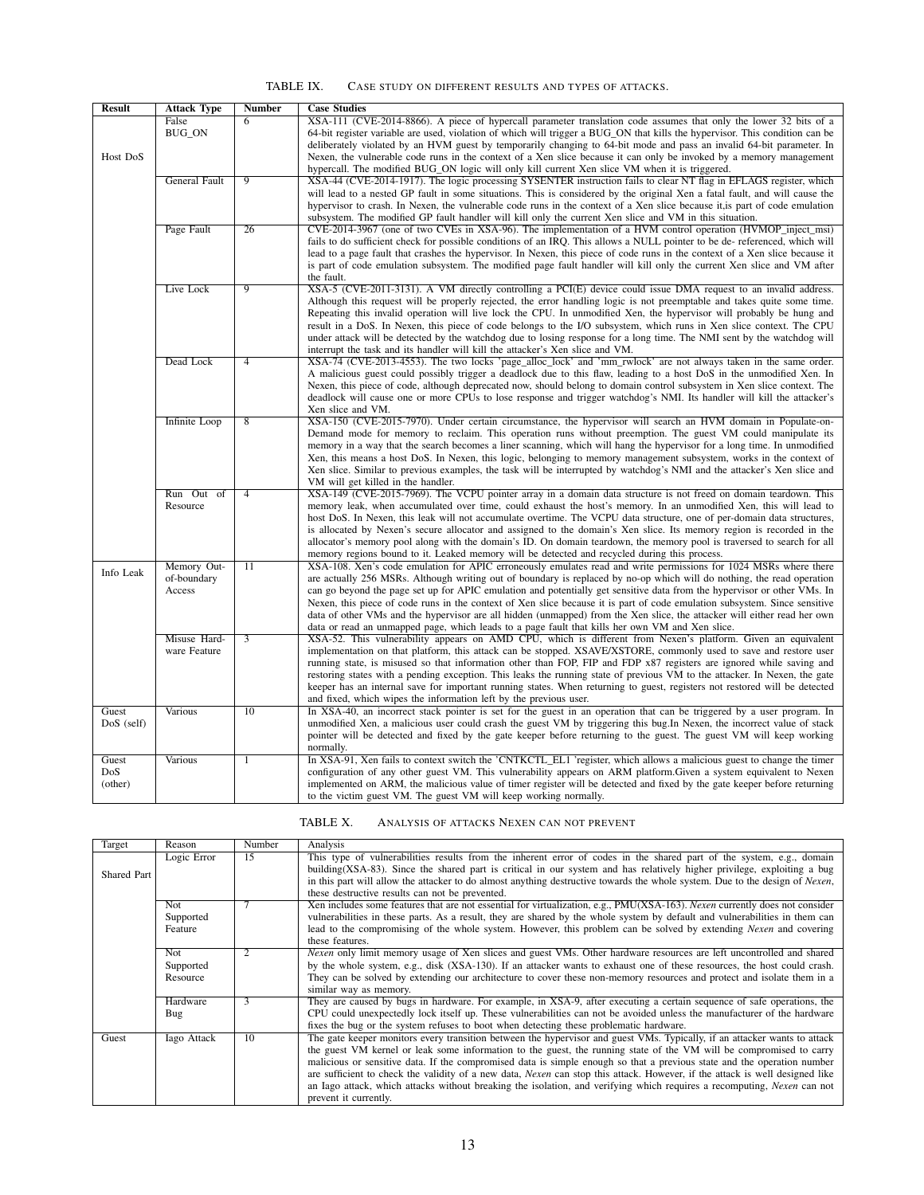TABLE IX. CASE STUDY ON DIFFERENT RESULTS AND TYPES OF ATTACKS.

| Result | Attack Type | Number | Case Studies |
|---|---|---|---|
| Host DoS | False BUG_ON | 6 | XSA-111 (CVE-2014-8866). A piece of hypercall parameter translation code assumes that only the lower 32 bits of a 64-bit register variable are used, violation of which will trigger a BUG_ON that kills the hypervisor. This condition can be deliberately violated by an HVM guest by temporarily changing to 64-bit mode and pass an invalid 64-bit parameter. In Nexen, the vulnerable code runs in the context of a Xen slice because it can only be invoked by a memory management hypercall. The modified BUG_ON logic will only kill current Xen slice VM when it is triggered. |
| | General Fault | 9 | XSA-44 (CVE-2014-1917). The logic processing SYSENTER instruction fails to clear NT flag in EFLAGS register, which will lead to a nested GP fault in some situations. This is considered by the original Xen a fatal fault, and will cause the hypervisor to crash. In Nexen, the vulnerable code runs in the context of a Xen slice because it,is part of code emulation subsystem. The modified GP fault handler will kill only the current Xen slice and VM in this situation. |
| | Page Fault | 26 | CVE-2014-3967 (one of two CVEs in XSA-96). The implementation of a HVM control operation (HVMOP_inject_msi) fails to do sufficient check for possible conditions of an IRQ. This allows a NULL pointer to be de- referenced, which will lead to a page fault that crashes the hypervisor. In Nexen, this piece of code runs in the context of a Xen slice because it is part of code emulation subsystem. The modified page fault handler will kill only the current Xen slice and VM after the fault. |
| | Live Lock | 9 | XSA-5 (CVE-2011-3131). A VM directly controlling a PCI(E) device could issue DMA request to an invalid address. Although this request will be properly rejected, the error handling logic is not preemptable and takes quite some time. Repeating this invalid operation will live lock the CPU. In unmodified Xen, the hypervisor will probably be hung and result in a DoS. In Nexen, this piece of code belongs to the I/O subsystem, which runs in Xen slice context. The CPU under attack will be detected by the watchdog due to losing response for a long time. The NMI sent by the watchdog will interrupt the task and its handler will kill the attacker's Xen slice and VM. |
| | Dead Lock | 4 | XSA-74 (CVE-2013-4553). The two locks 'page_alloc_lock' and 'mm_rwlock' are not always taken in the same order. A malicious guest could possibly trigger a deadlock due to this flaw, leading to a host DoS in the unmodified Xen. In Nexen, this piece of code, although deprecated now, should belong to domain control subsystem in Xen slice context. The deadlock will cause one or more CPUs to lose response and trigger watchdog's NMI. Its handler will kill the attacker's Xen slice and VM. |
| | Infinite Loop | 8 | XSA-150 (CVE-2015-7970). Under certain circumstance, the hypervisor will search an HVM domain in Populate-on-Demand mode for memory to reclaim. This operation runs without preemption. The guest VM could manipulate its memory in a way that the search becomes a liner scanning, which will hang the hypervisor for a long time. In unmodified Xen, this means a host DoS. In Nexen, this logic, belonging to memory management subsystem, works in the context of Xen slice. Similar to previous examples, the task will be interrupted by watchdog's NMI and the attacker's Xen slice and VM will get killed in the handler. |
| | Run Out of Resource | 4 | XSA-149 (CVE-2015-7969). The VCPU pointer array in a domain data structure is not freed on domain teardown. This memory leak, when accumulated over time, could exhaust the host's memory. In an unmodified Xen, this will lead to host DoS. In Nexen, this leak will not accumulate overtime. The VCPU data structure, one of per-domain data structures, is allocated by Nexen's secure allocator and assigned to the domain's Xen slice. Its memory region is recorded in the allocator's memory pool along with the domain's ID. On domain teardown, the memory pool is traversed to search for all memory regions bound to it. Leaked memory will be detected and recycled during this process. |
| Info Leak | Memory Out-of-boundary Access | 11 | XSA-108. Xen's code emulation for APIC erroneously emulates read and write permissions for 1024 MSRs where there are actually 256 MSRs. Although writing out of boundary is replaced by no-op which will do nothing, the read operation can go beyond the page set up for APIC emulation and potentially get sensitive data from the hypervisor or other VMs. In Nexen, this piece of code runs in the context of Xen slice because it is part of code emulation subsystem. Since sensitive data of other VMs and the hypervisor are all hidden (unmapped) from the Xen slice, the attacker will either read her own data or read an unmapped page, which leads to a page fault that kills her own VM and Xen slice. |
| | Misuse Hardware Feature | 3 | XSA-52. This vulnerability appears on AMD CPU, which is different from Nexen's platform. Given an equivalent implementation on that platform, this attack can be stopped. XSAVE/XSTORE, commonly used to save and restore user running state, is misused so that information other than FOP, FIP and FDP x87 registers are ignored while saving and restoring states with a pending exception. This leaks the running state of previous VM to the attacker. In Nexen, the gate keeper has an internal save for important running states. When returning to guest, registers not restored will be detected and fixed, which wipes the information left by the previous user. |
| Guest DoS (self) | Various | 10 | In XSA-40, an incorrect stack pointer is set for the guest in an operation that can be triggered by a user program. In unmodified Xen, a malicious user could crash the guest VM by triggering this bug.In Nexen, the incorrect value of stack pointer will be detected and fixed by the gate keeper before returning to the guest. The guest VM will keep working normally. |
| Guest DoS (other) | Various | 1 | In XSA-91, Xen fails to context switch the 'CNTKCTL_EL1 'register, which allows a malicious guest to change the timer configuration of any other guest VM. This vulnerability appears on ARM platform.Given a system equivalent to Nexen implemented on ARM, the malicious value of timer register will be detected and fixed by the gate keeper before returning to the victim guest VM. The guest VM will keep working normally. |

TABLE X. ANALYSIS OF ATTACKS NEXEN CAN NOT PREVENT

| Target | Reason | Number | Analysis |
|---|---|---|---|
| Shared Part | Logic Error | 15 | This type of vulnerabilities results from the inherent error of codes in the shared part of the system, e.g., domain building(XSA-83). Since the shared part is critical in our system and has relatively higher privilege, exploiting a bug in this part will allow the attacker to do almost anything destructive towards the whole system. Due to the design of *Nexen*, these destructive results can not be prevented. |
| | Not Supported Feature | 7 | Xen includes some features that are not essential for virtualization, e.g., PMU(XSA-163). *Nexen* currently does not consider vulnerabilities in these parts. As a result, they are shared by the whole system by default and vulnerabilities in them can lead to the compromising of the whole system. However, this problem can be solved by extending *Nexen* and covering these features. |
| | Not Supported Resource | 2 | *Nexen* only limit memory usage of Xen slices and guest VMs. Other hardware resources are left uncontrolled and shared by the whole system, e.g., disk (XSA-130). If an attacker wants to exhaust one of these resources, the host could crash. They can be solved by extending our architecture to cover these non-memory resources and protect and isolate them in a similar way as memory. |
| | Hardware Bug | 3 | They are caused by bugs in hardware. For example, in XSA-9, after executing a certain sequence of safe operations, the CPU could unexpectedly lock itself up. These vulnerabilities can not be avoided unless the manufacturer of the hardware fixes the bug or the system refuses to boot when detecting these problematic hardware. |
| Guest | Iago Attack | 10 | The gate keeper monitors every transition between the hypervisor and guest VMs. Typically, if an attacker wants to attack the guest VM kernel or leak some information to the guest, the running state of the VM will be compromised to carry malicious or sensitive data. If the compromised data is simple enough so that a previous state and the operation number are sufficient to check the validity of a new data, *Nexen* can stop this attack. However, if the attack is well designed like an Iago attack, which attacks without breaking the isolation, and verifying which requires a recomputing, *Nexen* can not prevent it currently. |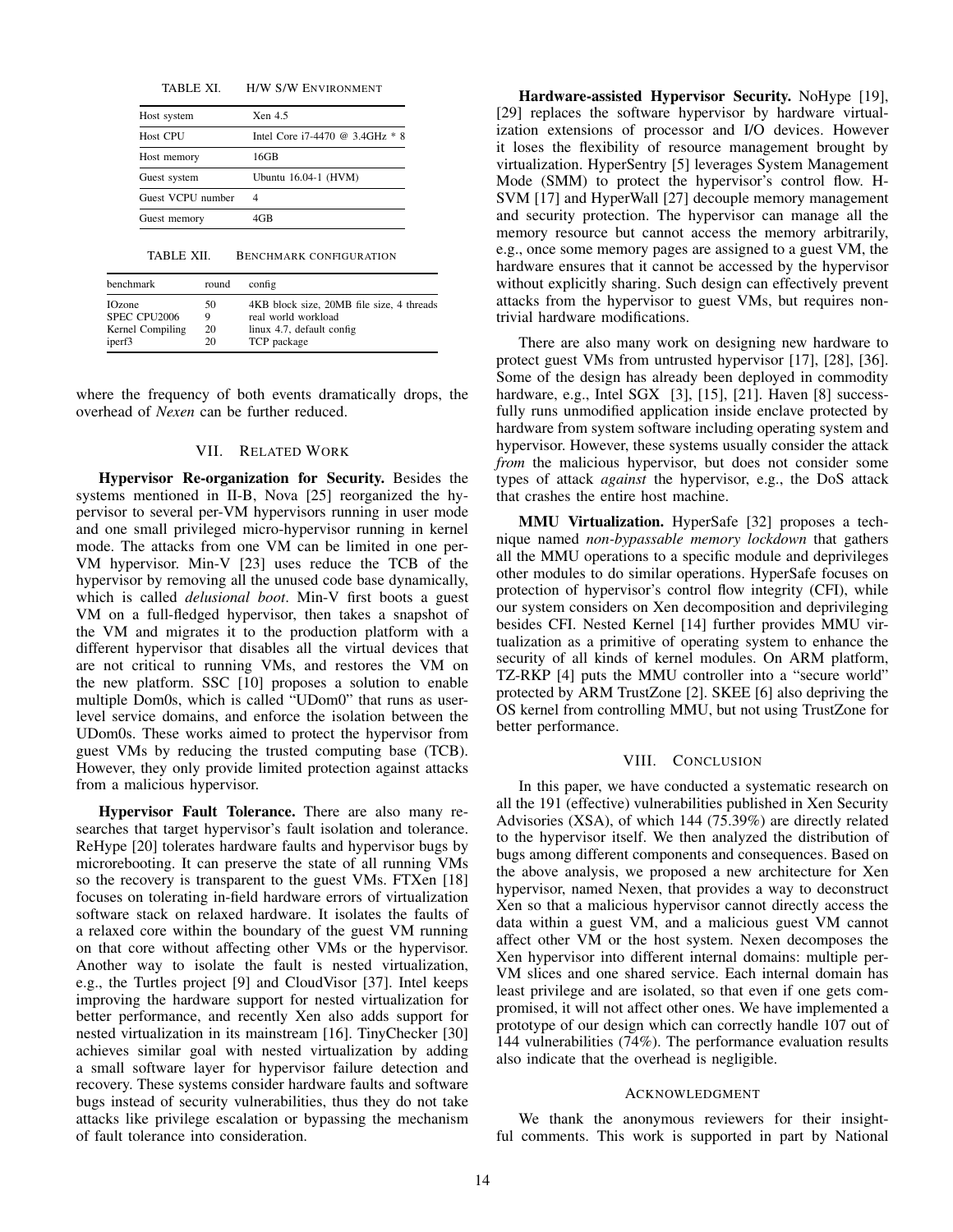TABLE XI. H/W S/W ENVIRONMENT

| | |
|---|---|
| Host system | Xen 4.5 |
| Host CPU | Intel Core i7-4470 @ 3.4GHz * 8 |
| Host memory | 16GB |
| Guest system | Ubuntu 16.04-1 (HVM) |
| Guest VCPU number | 4 |
| Guest memory | 4GB |

TABLE XII. BENCHMARK CONFIGURATION

| benchmark | round | config |
|---|---|---|
| IOzone | 50 | 4KB block size, 20MB file size, 4 threads |
| SPEC CPU2006 | 9 | real world workload |
| Kernel Compiling | 20 | linux 4.7, default config |
| iperf3 | 20 | TCP package |

where the frequency of both events dramatically drops, the overhead of *Nexen* can be further reduced.

## VII. Related Work

**Hypervisor Re-organization for Security.** Besides the systems mentioned in II-B, Nova [25] reorganized the hypervisor to several per-VM hypervisors running in user mode and one small privileged micro-hypervisor running in kernel mode. The attacks from one VM can be limited in one per-VM hypervisor. Min-V [23] uses reduce the TCB of the hypervisor by removing all the unused code base dynamically, which is called *delusional boot*. Min-V first boots a guest VM on a full-fledged hypervisor, then takes a snapshot of the VM and migrates it to the production platform with a different hypervisor that disables all the virtual devices that are not critical to running VMs, and restores the VM on the new platform. SSC [10] proposes a solution to enable multiple Dom0s, which is called "UDom0" that runs as user-level service domains, and enforce the isolation between the UDom0s. These works aimed to protect the hypervisor from guest VMs by reducing the trusted computing base (TCB). However, they only provide limited protection against attacks from a malicious hypervisor.

**Hypervisor Fault Tolerance.** There are also many researches that target hypervisor's fault isolation and tolerance. ReHype [20] tolerates hardware faults and hypervisor bugs by microrebooting. It can preserve the state of all running VMs so the recovery is transparent to the guest VMs. FTXen [18] focuses on tolerating in-field hardware errors of virtualization software stack on relaxed hardware. It isolates the faults of a relaxed core within the boundary of the guest VM running on that core without affecting other VMs or the hypervisor. Another way to isolate the fault is nested virtualization, e.g., the Turtles project [9] and CloudVisor [37]. Intel keeps improving the hardware support for nested virtualization for better performance, and recently Xen also adds support for nested virtualization in its mainstream [16]. TinyChecker [30] achieves similar goal with nested virtualization by adding a small software layer for hypervisor failure detection and recovery. These systems consider hardware faults and software bugs instead of security vulnerabilities, thus they do not take attacks like privilege escalation or bypassing the mechanism of fault tolerance into consideration.

**Hardware-assisted Hypervisor Security.** NoHype [19], [29] replaces the software hypervisor by hardware virtualization extensions of processor and I/O devices. However it loses the flexibility of resource management brought by virtualization. HyperSentry [5] leverages System Management Mode (SMM) to protect the hypervisor's control flow. H-SVM [17] and HyperWall [27] decouple memory management and security protection. The hypervisor can manage all the memory resource but cannot access the memory arbitrarily, e.g., once some memory pages are assigned to a guest VM, the hardware ensures that it cannot be accessed by the hypervisor without explicitly sharing. Such design can effectively prevent attacks from the hypervisor to guest VMs, but requires non-trivial hardware modifications.

There are also many work on designing new hardware to protect guest VMs from untrusted hypervisor [17], [28], [36]. Some of the design has already been deployed in commodity hardware, e.g., Intel SGX [3], [15], [21]. Haven [8] successfully runs unmodified application inside enclave protected by hardware from system software including operating system and hypervisor. However, these systems usually consider the attack *from* the malicious hypervisor, but does not consider some types of attack *against* the hypervisor, e.g., the DoS attack that crashes the entire host machine.

**MMU Virtualization.** HyperSafe [32] proposes a technique named *non-bypassable memory lockdown* that gathers all the MMU operations to a specific module and deprivileges other modules to do similar operations. HyperSafe focuses on protection of hypervisor's control flow integrity (CFI), while our system considers on Xen decomposition and deprivileging besides CFI. Nested Kernel [14] further provides MMU virtualization as a primitive of operating system to enhance the security of all kinds of kernel modules. On ARM platform, TZ-RKP [4] puts the MMU controller into a "secure world" protected by ARM TrustZone [2]. SKEE [6] also depriving the OS kernel from controlling MMU, but not using TrustZone for better performance.

## VIII. Conclusion

In this paper, we have conducted a systematic research on all the 191 (effective) vulnerabilities published in Xen Security Advisories (XSA), of which 144 (75.39%) are directly related to the hypervisor itself. We then analyzed the distribution of bugs among different components and consequences. Based on the above analysis, we proposed a new architecture for Xen hypervisor, named Nexen, that provides a way to deconstruct Xen so that a malicious hypervisor cannot directly access the data within a guest VM, and a malicious guest VM cannot affect other VM or the host system. Nexen decomposes the Xen hypervisor into different internal domains: multiple per-VM slices and one shared service. Each internal domain has least privilege and are isolated, so that even if one gets compromised, it will not affect other ones. We have implemented a prototype of our design which can correctly handle 107 out of 144 vulnerabilities (74%). The performance evaluation results also indicate that the overhead is negligible.

### Acknowledgment

We thank the anonymous reviewers for their insightful comments. This work is supported in part by National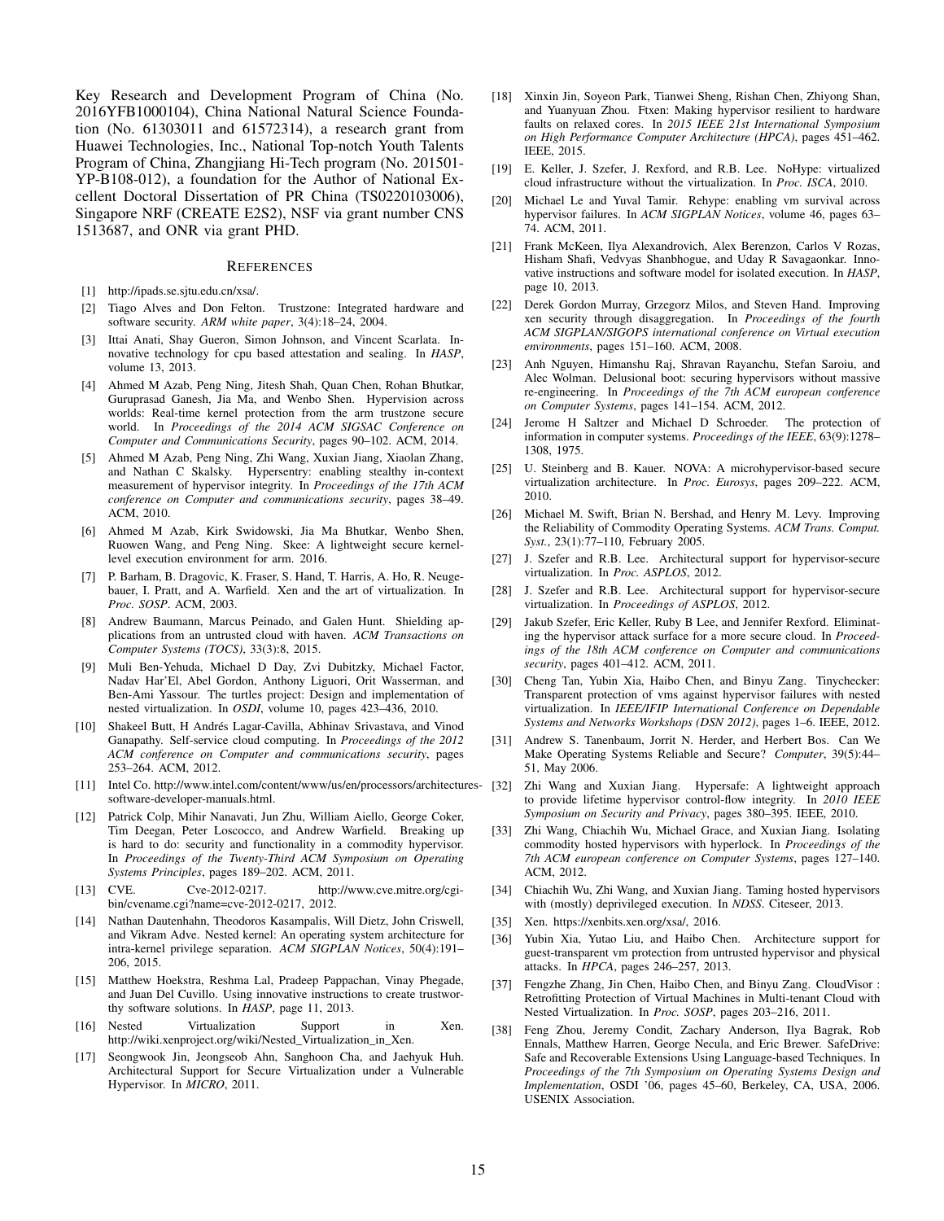Key Research and Development Program of China (No. 2016YFB1000104), China National Natural Science Foundation (No. 61303011 and 61572314), a research grant from Huawei Technologies, Inc., National Top-notch Youth Talents Program of China, Zhangjiang Hi-Tech program (No. 201501-YP-B108-012), a foundation for the Author of National Excellent Doctoral Dissertation of PR China (TS0220103006), Singapore NRF (CREATE E2S2), NSF via grant number CNS 1513687, and ONR via grant PHD.

## References

[1] http://ipads.se.sjtu.edu.cn/xsa/.

[2] Tiago Alves and Don Felton. Trustzone: Integrated hardware and software security. *ARM white paper*, 3(4):18–24, 2004.

[3] Ittai Anati, Shay Gueron, Simon Johnson, and Vincent Scarlata. Innovative technology for cpu based attestation and sealing. In *HASP*, volume 13, 2013.

[4] Ahmed M Azab, Peng Ning, Jitesh Shah, Quan Chen, Rohan Bhutkar, Guruprasad Ganesh, Jia Ma, and Wenbo Shen. Hypervision across worlds: Real-time kernel protection from the arm trustzone secure world. In *Proceedings of the 2014 ACM SIGSAC Conference on Computer and Communications Security*, pages 90–102. ACM, 2014.

[5] Ahmed M Azab, Peng Ning, Zhi Wang, Xuxian Jiang, Xiaolan Zhang, and Nathan C Skalsky. Hypersentry: enabling stealthy in-context measurement of hypervisor integrity. In *Proceedings of the 17th ACM conference on Computer and communications security*, pages 38–49. ACM, 2010.

[6] Ahmed M Azab, Kirk Swidowski, Jia Ma Bhutkar, Wenbo Shen, Ruowen Wang, and Peng Ning. Skee: A lightweight secure kernel-level execution environment for arm. 2016.

[7] P. Barham, B. Dragovic, K. Fraser, S. Hand, T. Harris, A. Ho, R. Neugebauer, I. Pratt, and A. Warfield. Xen and the art of virtualization. In *Proc. SOSP*. ACM, 2003.

[8] Andrew Baumann, Marcus Peinado, and Galen Hunt. Shielding applications from an untrusted cloud with haven. *ACM Transactions on Computer Systems (TOCS)*, 33(3):8, 2015.

[9] Muli Ben-Yehuda, Michael D Day, Zvi Dubitzky, Michael Factor, Nadav Har'El, Abel Gordon, Anthony Liguori, Orit Wasserman, and Ben-Ami Yassour. The turtles project: Design and implementation of nested virtualization. In *OSDI*, volume 10, pages 423–436, 2010.

[10] Shakeel Butt, H Andrés Lagar-Cavilla, Abhinav Srivastava, and Vinod Ganapathy. Self-service cloud computing. In *Proceedings of the 2012 ACM conference on Computer and communications security*, pages 253–264. ACM, 2012.

[11] Intel Co. http://www.intel.com/content/www/us/en/processors/architectures-software-developer-manuals.html.

[12] Patrick Colp, Mihir Nanavati, Jun Zhu, William Aiello, George Coker, Tim Deegan, Peter Loscocco, and Andrew Warfield. Breaking up is hard to do: security and functionality in a commodity hypervisor. In *Proceedings of the Twenty-Third ACM Symposium on Operating Systems Principles*, pages 189–202. ACM, 2011.

[13] CVE. Cve-2012-0217. http://www.cve.mitre.org/cgi-bin/cvename.cgi?name=cve-2012-0217, 2012.

[14] Nathan Dautenhahn, Theodoros Kasampalis, Will Dietz, John Criswell, and Vikram Adve. Nested kernel: An operating system architecture for intra-kernel privilege separation. *ACM SIGPLAN Notices*, 50(4):191–206, 2015.

[15] Matthew Hoekstra, Reshma Lal, Pradeep Pappachan, Vinay Phegade, and Juan Del Cuvillo. Using innovative instructions to create trustworthy software solutions. In *HASP*, page 11, 2013.

[16] Nested Virtualization Support in Xen. http://wiki.xenproject.org/wiki/Nested_Virtualization_in_Xen.

[17] Seongwook Jin, Jeongseob Ahn, Sanghoon Cha, and Jaehyuk Huh. Architectural Support for Secure Virtualization under a Vulnerable Hypervisor. In *MICRO*, 2011.

[18] Xinxin Jin, Soyeon Park, Tianwei Sheng, Rishan Chen, Zhiyong Shan, and Yuanyuan Zhou. Ftxen: Making hypervisor resilient to hardware faults on relaxed cores. In *2015 IEEE 21st International Symposium on High Performance Computer Architecture (HPCA)*, pages 451–462. IEEE, 2015.

[19] E. Keller, J. Szefer, J. Rexford, and R.B. Lee. NoHype: virtualized cloud infrastructure without the virtualization. In *Proc. ISCA*, 2010.

[20] Michael Le and Yuval Tamir. Rehype: enabling vm survival across hypervisor failures. In *ACM SIGPLAN Notices*, volume 46, pages 63–74. ACM, 2011.

[21] Frank McKeen, Ilya Alexandrovich, Alex Berenzon, Carlos V Rozas, Hisham Shafi, Vedvyas Shanbhogue, and Uday R Savagaonkar. Innovative instructions and software model for isolated execution. In *HASP*, page 10, 2013.

[22] Derek Gordon Murray, Grzegorz Milos, and Steven Hand. Improving xen security through disaggregation. In *Proceedings of the fourth ACM SIGPLAN/SIGOPS international conference on Virtual execution environments*, pages 151–160. ACM, 2008.

[23] Anh Nguyen, Himanshu Raj, Shravan Rayanchu, Stefan Saroiu, and Alec Wolman. Delusional boot: securing hypervisors without massive re-engineering. In *Proceedings of the 7th ACM european conference on Computer Systems*, pages 141–154. ACM, 2012.

[24] Jerome H Saltzer and Michael D Schroeder. The protection of information in computer systems. *Proceedings of the IEEE*, 63(9):1278–1308, 1975.

[25] U. Steinberg and B. Kauer. NOVA: A microhypervisor-based secure virtualization architecture. In *Proc. Eurosys*, pages 209–222. ACM, 2010.

[26] Michael M. Swift, Brian N. Bershad, and Henry M. Levy. Improving the Reliability of Commodity Operating Systems. *ACM Trans. Comput. Syst.*, 23(1):77–110, February 2005.

[27] J. Szefer and R.B. Lee. Architectural support for hypervisor-secure virtualization. In *Proc. ASPLOS*, 2012.

[28] J. Szefer and R.B. Lee. Architectural support for hypervisor-secure virtualization. In *Proceedings of ASPLOS*, 2012.

[29] Jakub Szefer, Eric Keller, Ruby B Lee, and Jennifer Rexford. Eliminating the hypervisor attack surface for a more secure cloud. In *Proceedings of the 18th ACM conference on Computer and communications security*, pages 401–412. ACM, 2011.

[30] Cheng Tan, Yubin Xia, Haibo Chen, and Binyu Zang. Tinychecker: Transparent protection of vms against hypervisor failures with nested virtualization. In *IEEE/IFIP International Conference on Dependable Systems and Networks Workshops (DSN 2012)*, pages 1–6. IEEE, 2012.

[31] Andrew S. Tanenbaum, Jorrit N. Herder, and Herbert Bos. Can We Make Operating Systems Reliable and Secure? *Computer*, 39(5):44–51, May 2006.

[32] Zhi Wang and Xuxian Jiang. Hypersafe: A lightweight approach to provide lifetime hypervisor control-flow integrity. In *2010 IEEE Symposium on Security and Privacy*, pages 380–395. IEEE, 2010.

[33] Zhi Wang, Chiachih Wu, Michael Grace, and Xuxian Jiang. Isolating commodity hosted hypervisors with hyperlock. In *Proceedings of the 7th ACM european conference on Computer Systems*, pages 127–140. ACM, 2012.

[34] Chiachih Wu, Zhi Wang, and Xuxian Jiang. Taming hosted hypervisors with (mostly) deprivileged execution. In *NDSS*. Citeseer, 2013.

[35] Xen. https://xenbits.xen.org/xsa/, 2016.

[36] Yubin Xia, Yutao Liu, and Haibo Chen. Architecture support for guest-transparent vm protection from untrusted hypervisor and physical attacks. In *HPCA*, pages 246–257, 2013.

[37] Fengzhe Zhang, Jin Chen, Haibo Chen, and Binyu Zang. CloudVisor : Retrofitting Protection of Virtual Machines in Multi-tenant Cloud with Nested Virtualization. In *Proc. SOSP*, pages 203–216, 2011.

[38] Feng Zhou, Jeremy Condit, Zachary Anderson, Ilya Bagrak, Rob Ennals, Matthew Harren, George Necula, and Eric Brewer. SafeDrive: Safe and Recoverable Extensions Using Language-based Techniques. In *Proceedings of the 7th Symposium on Operating Systems Design and Implementation*, OSDI '06, pages 45–60, Berkeley, CA, USA, 2006. USENIX Association.